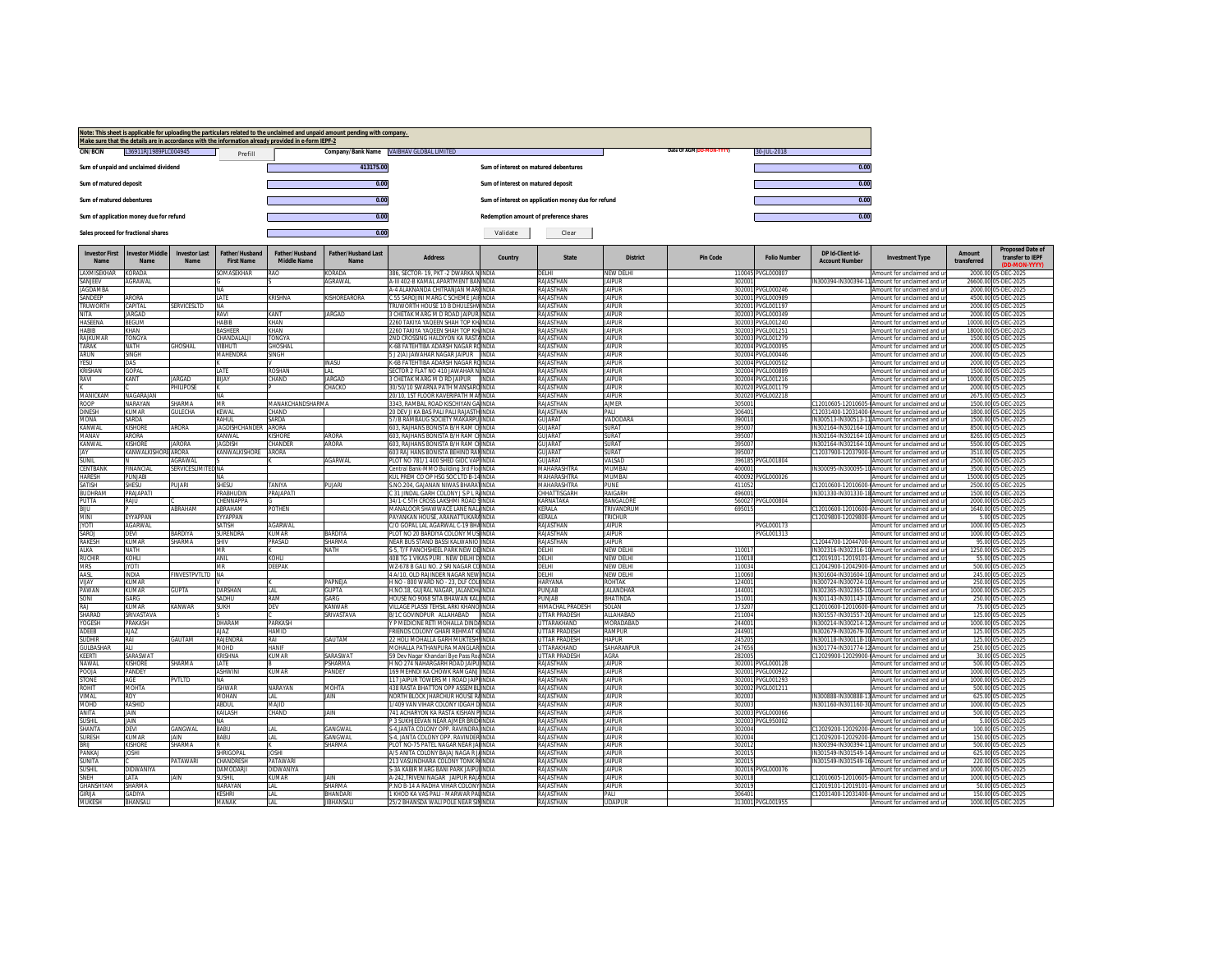Note: This sheet is applicable for uploading the particulars related to the unclaimed and unpaid amount pending with company.
Make sure that the details are in accordance with the information already provided in e-form IEPF-2

| CIN/BCIN | L36911RJ1989PLC004945 | Prefill | Company/Bank Name | VAIBHAV GLOBAL LIMITED | | Date Of AGM(DD-MON-YYYY) | 30-JUL-2018 |
|---|---|---|---|---|---|---|---|

| | | | |
|---|---|---|---|
| Sum of unpaid and unclaimed dividend | 413175.00 | Sum of interest on matured debentures | 0.00 |
| Sum of matured deposit | 0.00 | Sum of interest on matured deposit | 0.00 |
| Sum of matured debentures | 0.00 | Sum of interest on application money due for refund | 0.00 |
| Sum of application money due for refund | 0.00 | Redemption amount of preference shares | 0.00 |
| Sales proceed for fractional shares | 0.00 | | |

Validate | Clear

| Investor First Name | Investor Middle Name | Investor Last Name | Father/Husband First Name | Father/Husband Middle Name | Father/Husband Last Name | Address | Country | State | District | Pin Code | Folio Number | DP Id-Client Id-Account Number | Investment Type | Amount transferred | Proposed Date of transfer to IEPF (DD-MON-YYYY) |
|---|---|---|---|---|---|---|---|---|---|---|---|---|---|---|---|
| LAXMISEKHAR | KORADA | | SOMASEKHAR | RAO | KORADA | 386, SECTOR- 19, PKT -2 DWARKA N | INDIA | DELHI | NEW DELHI | 110045 | PVGL000807 | | Amount for unclaimed and ur | 2000.00 | 05-DEC-2025 |
| SANJEEV | AGRAWAL | | G | S | AGRAWAL | A-III 402-B KAMAL APARTMENT BAN | INDIA | RAJASTHAN | JAIPUR | 302001 | | IN300394-IN300394-11 | Amount for unclaimed and ur | 26600.00 | 05-DEC-2025 |
| JAGDAMBA | | | NA | | | A-4 ALAKNANDA CHITRANJAN MAR | INDIA | RAJASTHAN | JAIPUR | 302001 | PVGL000246 | | Amount for unclaimed and ur | 2000.00 | 05-DEC-2025 |
| SANDEEP | ARORA | | LATE | KRISHNA | KISHOREARORA | C 55 SAROJINI MARG C SCHEME JAIR | INDIA | RAJASTHAN | JAIPUR | 302001 | PVGL000989 | | Amount for unclaimed and ur | 4500.00 | 05-DEC-2025 |
| TRUWORTH | CAPITAL | SERVICESLTD | NA | | | TRUWORTH HOUSE 10 B DHULESHW | INDIA | RAJASTHAN | JAIPUR | 302001 | PVGL001197 | | Amount for unclaimed and ur | 2000.00 | 05-DEC-2025 |
| NITA | JARGAD | | RAVI | KANT | JARGAD | 3 CHETAK MARG M D ROAD JAIPUR | INDIA | RAJASTHAN | JAIPUR | 302003 | PVGL000349 | | Amount for unclaimed and ur | 2000.00 | 05-DEC-2025 |
| HASEENA | BEGUM | | HABIB | KHAN | | 2260 TAKIYA YAQEEN SHAH TOP KH | INDIA | RAJASTHAN | JAIPUR | 302003 | PVGL001240 | | Amount for unclaimed and ur | 10000.00 | 05-DEC-2025 |
| HABIB | KHAN | | BASHEER | KHAN | | 2260 TAKIYA YAQEEN SHAH TOP KH | INDIA | RAJASTHAN | JAIPUR | 302003 | PVGL001251 | | Amount for unclaimed and ur | 18000.00 | 05-DEC-2025 |
| RAJKUMAR | TONGYA | | CHANDALALJI | TONGYA | | 2ND CROSSING HALDIYON KA RAST | INDIA | RAJASTHAN | JAIPUR | 302003 | PVGL001279 | | Amount for unclaimed and ur | 1500.00 | 05-DEC-2025 |
| TARAK | NATH | GHOSHAL | VIBHUTI | GHOSHAL | | K-68 FATEHTIBA ADARSH NAGAR R | INDIA | RAJASTHAN | JAIPUR | 302004 | PVGL000095 | | Amount for unclaimed and ur | 2000.00 | 05-DEC-2025 |
| ARUN | SINGH | | MAHENDRA | SINGH | | 5 J 20A JAWAHAR NAGAR JAIPUR | INDIA | RAJASTHAN | JAIPUR | 302004 | PVGL000446 | | Amount for unclaimed and ur | 2000.00 | 05-DEC-2025 |
| YESU | DAS | | K | V | INASU | K-68 FATEHTIBA ADARSH NAGAR R | INDIA | RAJASTHAN | JAIPUR | 302004 | PVGL000502 | | Amount for unclaimed and ur | 2000.00 | 05-DEC-2025 |
| KRISHAN | GOPAL | | LATE | ROSHAN | LAL | SECTOR 2 FLAT NO 410 JAWAHAR N | INDIA | RAJASTHAN | JAIPUR | 302004 | PVGL000889 | | Amount for unclaimed and ur | 1500.00 | 05-DEC-2025 |
| RAVI | KANT | JARGAD | BIJAY | CHAND | JARGAD | 3 CHETAK MARG M D RD JAIPUR | INDIA | RAJASTHAN | JAIPUR | 302004 | PVGL001216 | | Amount for unclaimed and ur | 10000.00 | 05-DEC-2025 |
| K | C | PHILIPOSE | K | P | CHACKO | 30/50/10 SWARNA PATH MANSARO | INDIA | RAJASTHAN | JAIPUR | 302020 | PVGL001179 | | Amount for unclaimed and ur | 2000.00 | 05-DEC-2025 |
| MANICKAM | NAGARAJAN | | NA | | | 20/10, 1ST FLOOR KAVERIPATH MA | INDIA | RAJASTHAN | JAIPUR | 302020 | PVGL002218 | | Amount for unclaimed and ur | 2675.00 | 05-DEC-2025 |
| ROOP | NARAYAN | SHARMA | MR | MANAKCHANDSHARMA | | 3343, RAMBAL ROAD KISCHIYAN GA | INDIA | RAJASTHAN | AJMER | 305001 | | C12010605-12010605- | Amount for unclaimed and ur | 1500.00 | 05-DEC-2025 |
| DINESH | KUMAR | GULECHA | KEWAL | CHAND | | 20 DEV JI KA BAS PALI PALI RAJASTH | INDIA | RAJASTHAN | PALI | 306401 | | C12031400-12031400- | Amount for unclaimed and ur | 1800.00 | 05-DEC-2025 |
| MONA | SARDA | | RAHUL | SARDA | | 57/B RAMBAUG SOCIETY MAKARPU | INDIA | GUJARAT | VADODARA | 390010 | | IN300513-IN300513-11 | Amount for unclaimed and ur | 1500.00 | 05-DEC-2025 |
| KANWAL | KISHORE | ARORA | JAGDISHCHANDER | ARORA | | 603, RAJHANS BONISTA B/H RAM C | INDIA | GUJARAT | SURAT | 395007 | | IN302164-IN302164-10 | Amount for unclaimed and ur | 8500.00 | 05-DEC-2025 |
| MANAV | ARORA | | KANWAL | KISHORE | ARORA | 603, RAJHANS BONISTA B/H RAM C | INDIA | GUJARAT | SURAT | 395007 | | IN302164-IN302164-10 | Amount for unclaimed and ur | 8265.00 | 05-DEC-2025 |
| KANWAL | KISHORE | JARORA | JAGDISH | CHANDER | ARORA | 603, RAJHANS BONISTA B/H RAM C | INDIA | GUJARAT | SURAT | 395007 | | IN302164-IN302164-10 | Amount for unclaimed and ur | 5500.00 | 05-DEC-2025 |
| JAY | KANWALKISHORE | ARORA | KANWALKISHORE | ARORA | | 603 RAJ HANS BONISTA BEHIND RA | INDIA | GUJARAT | SURAT | 395007 | | C12037900-12037900- | Amount for unclaimed and ur | 3510.00 | 05-DEC-2025 |
| SUNIL | N | AGRAWAL | S | K | AGARWAL | PLOT NO 781/1 400 SHED GIDC VAP | INDIA | GUJARAT | VALSAD | 396185 | PVGL001804 | | Amount for unclaimed and ur | 2500.00 | 05-DEC-2025 |
| CENTBANK | FINANCIAL | SERVICESLIMITED | NA | | | Central Bank-MMO Building 3rd Flo | INDIA | MAHARASHTRA | MUMBAI | 400001 | | IN300095-IN300095-10 | Amount for unclaimed and ur | 3500.00 | 05-DEC-2025 |
| HARESH | PUNJABI | | NA | | | KUL PREM CO OP HSG SOC LTD B-14 | INDIA | MAHARASHTRA | MUMBAI | 400092 | PVGL000026 | | Amount for unclaimed and ur | 15000.00 | 05-DEC-2025 |
| SATISH | SHESU | PUJARI | SHESU | TANIYA | PUJARI | S.NO.204, GAJANAN NIWAS BHARAT | INDIA | MAHARASHTRA | PUNE | 411052 | | C12010600-12010600- | Amount for unclaimed and ur | 2500.00 | 05-DEC-2025 |
| BUDHRAM | PRAJAPATI | | PRABHUDIN | PRAJAPATI | | C 31 JINDAL GARH COLONY J S P L R | INDIA | CHHATTISGARH | RAIGARH | 496001 | | IN301330-IN301330-18 | Amount for unclaimed and ur | 1500.00 | 05-DEC-2025 |
| PUTTA | RAJU | | CHENNAPPA | G | | 34/1-C 5TH CROSS LAKSHMI ROAD S | INDIA | KARNATAKA | BANGALORE | 560027 | PVGL000804 | | Amount for unclaimed and ur | 2000.00 | 05-DEC-2025 |
| BIJU | P | ABRAHAM | ABRAHAM | POTHEN | | MANALOOR SHAWWACE LANE NAL | INDIA | KERALA | TRIVANDRUM | 695015 | | C12010600-12010600- | Amount for unclaimed and ur | 1640.00 | 05-DEC-2025 |
| MINI | EYYAPPAN | | EYYAPPAN | | | PAYANKAN HOUSE, ARANATTUKAR | INDIA | KERALA | TRICHUR | | | C12029800-12029800- | Amount for unclaimed and ur | 5.00 | 05-DEC-2025 |
| JYOTI | AGARWAL | | SATISH | AGARWAL | | C/O GOPAL LAL AGARWAL C-19 BHA | INDIA | RAJASTHAN | JAIPUR | | PVGL000173 | | Amount for unclaimed and ur | 1000.00 | 05-DEC-2025 |
| SAROJ | DEVI | BARDIYA | SURENDRA | KUMAR | BARDIYA | PLOT NO 20 BARDIYA COLONY MUS | INDIA | RAJASTHAN | JAIPUR | | PVGL001313 | | Amount for unclaimed and ur | 1000.00 | 05-DEC-2025 |
| RAKESH | KUMAR | SHARMA | SHIV | PRASAD | SHARMA | NEAR BUS STAND BASSI KALWANIO | INDIA | RAJASTHAN | JAIPUR | | | C12044700-12044700- | Amount for unclaimed and ur | 95.00 | 05-DEC-2025 |
| ALKA | NATH | | MR | K | NATH | S-5, T/F PANCHSHEEL PARK NEW DE | INDIA | DELHI | NEW DELHI | 110017 | | IN302316-IN302316-10 | Amount for unclaimed and ur | 1250.00 | 05-DEC-2025 |
| RUCHIR | KOHLI | | ANIL | KOHLI | | 40B TG 1 VIKAS PURI . NEW DELHI D | INDIA | DELHI | NEW DELHI | 110018 | | C12019101-12019101- | Amount for unclaimed and ur | 55.00 | 05-DEC-2025 |
| MRS | JYOTI | | MR | DEEPAK | | WZ-678 B GALI NO. 2 SRI NAGAR CO | INDIA | DELHI | NEW DELHI | 110034 | | C12042900-12042900- | Amount for unclaimed and ur | 500.00 | 05-DEC-2025 |
| AASL | INDIA | FINVESTPVTLTD | NA | | | 4 A/10, OLD RAJINDER NAGAR NEW | INDIA | DELHI | NEW DELHI | 110060 | | IN301604-IN301604-10 | Amount for unclaimed and ur | 245.00 | 05-DEC-2025 |
| VIJAY | KUMAR | | K | K | PAPNEJA | H NO - 800 WARD NO - 23, DLF COL | INDIA | HARYANA | ROHTAK | 124001 | | IN300724-IN300724-10 | Amount for unclaimed and ur | 250.00 | 05-DEC-2025 |
| PAWAN | KUMAR | GUPTA | DARSHAN | LAL | GUPTA | H.NO.18, GUJRAL NAGAR, JALANDH | INDIA | PUNJAB | JALANDHAR | 144001 | | IN302365-IN302365-10 | Amount for unclaimed and ur | 1000.00 | 05-DEC-2025 |
| SONI | GARG | | SADHU | RAM | GARG | HOUSE NO 9068 SITA BHAWAN KAL | INDIA | PUNJAB | BHATINDA | 151001 | | IN301143-IN301143-10 | Amount for unclaimed and ur | 250.00 | 05-DEC-2025 |
| RAJ | KUMAR | KANWAR | SUKH | DEV | KANWAR | VILLAGE PLASSI TEHSIL ARKI KHANO | INDIA | HIMACHAL PRADESH | SOLAN | 173207 | | C12010600-12010600- | Amount for unclaimed and ur | 75.00 | 05-DEC-2025 |
| SHARAD | SRIVASTAVA | | S | C | SRIVASTAVA | 8/1C GOVINDPUR ALLAHABAD | INDIA | UTTAR PRADESH | ALLAHABAD | 211004 | | IN301557-IN301557-20 | Amount for unclaimed and ur | 125.00 | 05-DEC-2025 |
| YOGESH | PRAKASH | | DHARAM | PARKASH | | Y P MEDICINE RETI MOHALLA DIND | INDIA | UTTARAKHAND | MORADABAD | 244001 | | IN300214-IN300214-12 | Amount for unclaimed and ur | 1000.00 | 05-DEC-2025 |
| ADEEB | AJAZ | | AJAZ | HAMID | | FRIENDS COLONY GHARI REHMAT K | INDIA | UTTAR PRADESH | RAMPUR | 244901 | | IN302679-IN302679-30 | Amount for unclaimed and ur | 125.00 | 05-DEC-2025 |
| SUDHIR | RAI | GAUTAM | RAJENDRA | RAI | GAUTAM | 22 HOLI MOHALLA GARH MUKTESH | INDIA | UTTAR PRADESH | HAPUR | 245205 | | IN300118-IN300118-10 | Amount for unclaimed and ur | 125.00 | 05-DEC-2025 |
| GULBASHAR | ALI | | MOHD | HANIF | | MOHALLA PATHANPURA MANGLAR | INDIA | UTTARAKHAND | SAHARANPUR | 247656 | | IN301774-IN301774-12 | Amount for unclaimed and ur | 250.00 | 05-DEC-2025 |
| KEERTI | SARASWAT | | KRISHNA | KUMAR | SARASWAT | 59 Dev Nagar Khandari Bye Pass Ro | INDIA | UTTAR PRADESH | AGRA | 282005 | | C12029900-12029900- | Amount for unclaimed and ur | 30.00 | 05-DEC-2025 |
| NAWAL | KISHORE | SHARMA | LATE | B | PSHARMA | H NO 274 NAHARGARH ROAD JAIPU | INDIA | RAJASTHAN | JAIPUR | 302001 | PVGL000128 | | Amount for unclaimed and ur | 500.00 | 05-DEC-2025 |
| POOJA | PANDEY | | ASHWINI | KUMAR | PANDEY | 169 MEHNDI KA CHOWK RAMGANJ | INDIA | RAJASTHAN | JAIPUR | 302001 | PVGL000922 | | Amount for unclaimed and ur | 1000.00 | 05-DEC-2025 |
| STONE | AGE | PVTLTD | NA | | | 117 JAIPUR TOWERS M I ROAD JAIP | INDIA | RAJASTHAN | JAIPUR | 302001 | PVGL001293 | | Amount for unclaimed and ur | 1000.00 | 05-DEC-2025 |
| ROHIT | MOHTA | | ISHWAR | NARAYAN | MOHTA | 438 RASTA BHATTON OPP ASSEMBL | INDIA | RAJASTHAN | JAIPUR | 302002 | PVGL001211 | | Amount for unclaimed and ur | 500.00 | 05-DEC-2025 |
| VIMAL | ROY | | MOHAN | LAL | JAIN | NORTH BLOCK JHARCHUR HOUSE R | INDIA | RAJASTHAN | JAIPUR | 302003 | | IN300888-IN300888-13 | Amount for unclaimed and ur | 625.00 | 05-DEC-2025 |
| MOHD | RASHID | | ABDUL | MAJID | | 1/409 VAN VIHAR COLONY IDGAH D | INDIA | RAJASTHAN | JAIPUR | 302003 | | IN301160-IN301160-30 | Amount for unclaimed and ur | 1000.00 | 05-DEC-2025 |
| ANITA | JAIN | | KAILASH | CHAND | JAIN | 741 ACHARYON KA RASTA KISHAN P | INDIA | RAJASTHAN | JAIPUR | 302003 | PVGL000066 | | Amount for unclaimed and ur | 500.00 | 05-DEC-2025 |
| SUSHIL | JAIN | | NA | | | P 3 SUKHJEEVAN NEAR AJMER BRID | INDIA | RAJASTHAN | JAIPUR | 302003 | PVGL950002 | | Amount for unclaimed and ur | 5.00 | 05-DEC-2025 |
| SHANTA | DEVI | GANGWAL | BABU | LAL | GANGWAL | S-4,JANTA COLONY OPP. RAVINDRA | INDIA | RAJASTHAN | JAIPUR | 302004 | | C12029200-12029200- | Amount for unclaimed and ur | 100.00 | 05-DEC-2025 |
| SURESH | KUMAR | JAIN | BABU | LAL | GANGWAL | S-4, JANTA COLONY OPP. RAVINDER | INDIA | RAJASTHAN | JAIPUR | 302004 | | C12029200-12029200- | Amount for unclaimed and ur | 150.00 | 05-DEC-2025 |
| BRIJ | KISHORE | SHARMA | R | K | SHARMA | PLOT NO-75 PATEL NAGAR NEAR JA | INDIA | RAJASTHAN | JAIPUR | 302012 | | IN300394-IN300394-11 | Amount for unclaimed and ur | 500.00 | 05-DEC-2025 |
| PANKAJ | JOSHI | | SHRIGOPAL | JOSHI | | A/5 ANITA COLONY BAJAJ NAGA R J | INDIA | RAJASTHAN | JAIPUR | 302015 | | IN301549-IN301549-14 | Amount for unclaimed and ur | 625.00 | 05-DEC-2025 |
| SUNITA | C | PATAWARI | CHANDRESH | PATAWARI | | 213 VASUNDHARA COLONY TONK R | INDIA | RAJASTHAN | JAIPUR | 302015 | | IN301549-IN301549-16 | Amount for unclaimed and ur | 220.00 | 05-DEC-2025 |
| SUSHIL | DIDWANIYA | | DAMODARJI | DIDWANIYA | | S-3A KABIR MARG BANI PARK JAIPU | INDIA | RAJASTHAN | JAIPUR | 302016 | PVGL000076 | | Amount for unclaimed and ur | 1000.00 | 05-DEC-2025 |
| SNEH | LATA | JAIN | SUSHIL | KUMAR | JAIN | A-242,TRIVENI NAGAR JAIPUR RAJ | INDIA | RAJASTHAN | JAIPUR | 302018 | | C12010605-12010605- | Amount for unclaimed and ur | 1000.00 | 05-DEC-2025 |
| GHANSHYAM | SHARMA | | NARAYAN | LAL | SHARMA | P.NO B-14 A RADHA VIHAR COLONY | INDIA | RAJASTHAN | JAIPUR | 302019 | | C12019101-12019101- | Amount for unclaimed and ur | 50.00 | 05-DEC-2025 |
| GIRIJA | GADIYA | | KESHRI | LAL | BHANDARI | 1 KHOD KA VAS PALI - MARWAR PA | INDIA | RAJASTHAN | PALI | 306401 | | C12031400-12031400- | Amount for unclaimed and ur | 150.00 | 05-DEC-2025 |
| MUKESH | BHANSALI | | MANAK | LAL | JIBHANSALI | 25/2 BHANSDA WALI POLE NEAR SH | INDIA | RAJASTHAN | UDAIPUR | 313001 | PVGL001955 | | Amount for unclaimed and ur | 1000.00 | 05-DEC-2025 |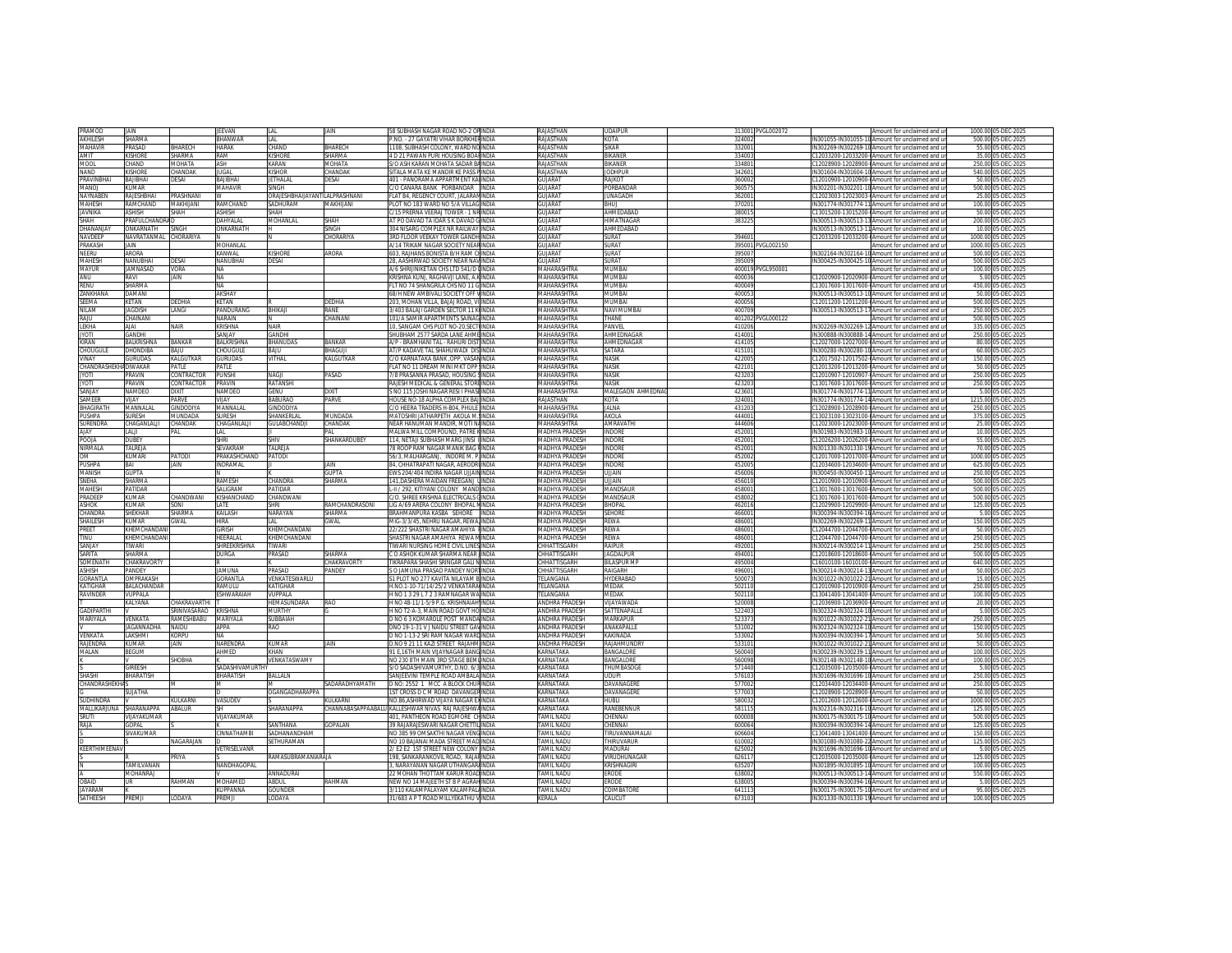| | | | | | | | | | | | | | | |
|---|---|---|---|---|---|---|---|---|---|---|---|---|---|---|
| PRAMOD | JAIN | | JEEVAN | LAL | JAIN | 58 SUBHASH NAGAR ROAD NO-2 OF | INDIA | RAJASTHAN | UDAIPUR | 313001 | PVGL002072 | Amount for unclaimed and ur | 1000.00 | 05-DEC-2025 |
| AKHILESH | SHARMA | | BHANWAR | LAL | | P.NO. - 27 GAYATRI VIHAR BORKHER | INDIA | RAJASTHAN | KOTA | 324002 | IN301055-IN301055-10 | Amount for unclaimed and ur | 500.00 | 05-DEC-2025 |
| MAHAVIR | PRASAD | BHARECH | HARAK | CHAND | BHARECH | 1108, SUBHASH COLONY, WARD NO | INDIA | RAJASTHAN | SIKAR | 332001 | IN302269-IN302269-10 | Amount for unclaimed and ur | 55.00 | 05-DEC-2025 |
| AMIT | KISHORE | SHARMA | RAM | KISHORE | SHARMA | 4 D 21 PAWAN PURI HOUSING BOAR | INDIA | RAJASTHAN | BIKANER | 334003 | C12033200-12033200- | Amount for unclaimed and ur | 35.00 | 05-DEC-2025 |
| MOOL | CHAND | MOHATA | ASH | KARAN | MOHATA | S/O ASH KARAN MOHATA SADAR BA | INDIA | RAJASTHAN | BIKANER | 334001 | C12028900-12028900- | Amount for unclaimed and ur | 250.00 | 05-DEC-2025 |
| NAND | KISHORE | CHANDAK | JUGAL | KISHOR | CHANDAK | SITALA MATA KE MANDIR KE PASS P | INDIA | RAJASTHAN | JODHPUR | 342601 | IN301604-IN301604-10 | Amount for unclaimed and ur | 540.00 | 05-DEC-2025 |
| PRAVINBHAI | BAJIBHAI | DESAI | BAJIBHAI | JETHALAL | DESAI | 401 - PANORAMA APPARTMENT KA | INDIA | GUJARAT | RAJKOT | 360002 | C12010900-12010900- | Amount for unclaimed and ur | 50.00 | 05-DEC-2025 |
| MANOJ | KUMAR | | MAHAVIR | SINGH | | C/O CANARA BANK PORBANDAR | INDIA | GUJARAT | PORBANDAR | 360575 | IN302201-IN302201-10 | Amount for unclaimed and ur | 500.00 | 05-DEC-2025 |
| NAYNABEN | RAJESHBHAI | PRASHNANI | W | ORAJESHBHAIJAYANTILALPRASHNANI | | FLAT 84, REGENCY COURT, JALARAM | INDIA | GUJARAT | JUNAGADH | 362001 | C12023003-12023003- | Amount for unclaimed and ur | 25.00 | 05-DEC-2025 |
| MAHESH | RAMCHAND | MAKHIJANI | RAMCHAND | SADHURAM | MAKHIJANI | PLOT NO 183 WARD NO 5/A VILLAG | INDIA | GUJARAT | BHUJ | 370201 | IN301774-IN301774-11 | Amount for unclaimed and ur | 100.00 | 05-DEC-2025 |
| JAVNIKA | ASHISH | SHAH | ASHISH | SHAH | | C/15 PRERNA VEERAJ TOWER - 1 NR | INDIA | GUJARAT | AHMEDABAD | 380015 | C13015200-13015200- | Amount for unclaimed and ur | 50.00 | 05-DEC-2025 |
| SHAH | PRAFULCHANDRA | D | DAHYALAL | MOHANLAL | SHAH | AT PO DAVAD TA IDAR S K DAVAD G | INDIA | GUJARAT | HIMATNAGAR | 383225 | IN300513-IN300513-13 | Amount for unclaimed and ur | 200.00 | 05-DEC-2025 |
| DHANANJAY | ONKARNATH | SINGH | ONKARNATH | H | SINGH | 304 NISARG COMPLEX NR RAILWAY | INDIA | GUJARAT | AHMEDABAD | | IN300513-IN300513-11 | Amount for unclaimed and ur | 10.00 | 05-DEC-2025 |
| NAVDEEP | NAVRATANMAL | CHORARIYA | N | N | CHORARIYA | 3RD FLOOR VEEKAY TOWER GANDH | INDIA | GUJARAT | SURAT | 394601 | C12033200-12033200- | Amount for unclaimed and ur | 1000.00 | 05-DEC-2025 |
| PRAKASH | JAIN | | MOHANLAL | | | A/14 TRIKAM NAGAR SOCIETY NEAR | INDIA | GUJARAT | SURAT | 395001 | PVGL002150 | Amount for unclaimed and ur | 1000.00 | 05-DEC-2025 |
| NEERU | ARORA | | KANWAL | KISHORE | ARORA | 603, RAJHANS BONISTA B/H RAM C | INDIA | GUJARAT | SURAT | 395007 | IN302164-IN302164-10 | Amount for unclaimed and ur | 500.00 | 05-DEC-2025 |
| MAHESH | NANUBHAI | DESAI | NANUBHAI | DESAI | | 28, AASHIRWAD SOCIETY NEAR NAV | INDIA | GUJARAT | SURAT | 395009 | IN300425-IN300425-10 | Amount for unclaimed and ur | 500.00 | 05-DEC-2025 |
| MAYUR | JAMNASAD | VORA | NA | | | A/6 SHRIJINIKETAN CHS LTD 541/D | INDIA | MAHARASHTRA | MUMBAI | 400019 | PVGL950001 | Amount for unclaimed and ur | 100.00 | 05-DEC-2025 |
| ANU | RAVI | JAIN | NA | | | KRISHNA KUNJ, RAGHAVJI LANE, A.K | INDIA | MAHARASHTRA | MUMBAI | 400036 | C12020900-12020900- | Amount for unclaimed and ur | 5.00 | 05-DEC-2025 |
| RENU | SHARMA | | NA | | | FLT NO 74 SHANGRILA CHS NO 11 G | INDIA | MAHARASHTRA | MUMBAI | 400049 | C13017600-13017600- | Amount for unclaimed and ur | 450.00 | 05-DEC-2025 |
| ZANKHANA | DAMANI | | AKSHAY | | | 68/H NEW AMBIVALI SOCIETY OFF V | INDIA | MAHARASHTRA | MUMBAI | 400053 | IN300513-IN300513-10 | Amount for unclaimed and ur | 50.00 | 05-DEC-2025 |
| SEEMA | KETAN | DEDHIA | KETAN | | DEDHIA | 203, MOHAN VILLA, BAJAJ ROAD, VI | INDIA | MAHARASHTRA | MUMBAI | 400056 | C12011200-12011200- | Amount for unclaimed and ur | 500.00 | 05-DEC-2025 |
| NILAM | JAGDISH | LANGI | PANDURANG | BHIKAJI | RANE | 3/403 BALAJI GARDEN SECTOR 11 K | INDIA | MAHARASHTRA | NAVI MUMBAI | 400709 | IN300513-IN300513-17 | Amount for unclaimed and ur | 750.00 | 05-DEC-2025 |
| RAJU | CHAINANI | | NARAIN | N | CHAINANI | 101/A SAMIR APARTMENTS SAINAG | INDIA | MAHARASHTRA | THANE | 401202 | PVGL000122 | Amount for unclaimed and ur | 500.00 | 05-DEC-2025 |
| LEKHA | AJAI | NAIR | KRISHNA | NAIR | | 10, SANGAM CHS PLOT NO-20,SECT | INDIA | MAHARASHTRA | PANVEL | 410206 | IN302269-IN302269-12 | Amount for unclaimed and ur | 335.00 | 05-DEC-2025 |
| JYOTI | GANDHI | | SANJAY | GANDHI | | SHUBHAM 2577 SARDA LANE AHME | INDIA | MAHARASHTRA | AHMEDNAGAR | 414001 | IN300888-IN300888-14 | Amount for unclaimed and ur | 250.00 | 05-DEC-2025 |
| KIRAN | BALKRISHNA | BANKAR | BALKRISHNA | BHANUDAS | BANKAR | A/P - BRAMHANI TAL - RAHURI DIST | INDIA | MAHARASHTRA | AHMEDNAGAR | 414105 | C12027000-12027000- | Amount for unclaimed and ur | 80.00 | 05-DEC-2025 |
| CHOUGULE | DHONDIBA | BAJU | CHOUGULE | BAJU | BHAGUJI | AT/P KADAVE TAL SHAHUWADI DIS | INDIA | MAHARASHTRA | SATARA | 415101 | IN300280-IN300280-10 | Amount for unclaimed and ur | 60.00 | 05-DEC-2025 |
| VINAY | GURUDAS | KALGUTKAR | GURUDAS | VITHAL | KALGUTKAR | C/O KARNATAKA BANK ,OPP. VASAN | INDIA | MAHARASHTRA | NASIK | 422005 | C12017502-12017502- | Amount for unclaimed and ur | 150.00 | 05-DEC-2025 |
| CHANDRASHEKH | DIWAKAR | | PATLE | | | FLAT NO 11 DREAM MINI MKT OPP | INDIA | MAHARASHTRA | NASIK | 422101 | C12013200-12013200- | Amount for unclaimed and ur | 50.00 | 05-DEC-2025 |
| JYOTI | PRAVIN | CONTRACTOR | PUNSHI | NAGJI | PASAD | 7/8 PRASANNA PRASAD, HOUSING S | INDIA | MAHARASHTRA | NASIK | 423203 | C12010907-12010907- | Amount for unclaimed and ur | 250.00 | 05-DEC-2025 |
| JYOTI | PRAVIN | CONTRACTOR | PRAVIN | RATANSHI | | RAJESH MEDICAL & GENERAL STORE | INDIA | MAHARASHTRA | NASIK | 423203 | C13017600-13017600- | Amount for unclaimed and ur | 250.00 | 05-DEC-2025 |
| SANJAY | NAMDEO | DIXIT | NAMDEO | GENU | DIXIT | S NO 115 JOSHI NAGAR RESI PHASE | INDIA | MAHARASHTRA | MALEGAON AHMEDNAG | 423601 | IN301774-IN301774-11 | Amount for unclaimed and ur | 5.00 | 05-DEC-2025 |
| SAMEER | VIJAY | PARVE | VIJAY | BABURAO | PARVE | HOUSE NO-18 ALPHA COMPLEX BAJ | INDIA | RAJASTHAN | KOTA | 324001 | IN301774-IN301774-14 | Amount for unclaimed and ur | 1215.00 | 05-DEC-2025 |
| BHAGIRATH | MANNALAL | GINDODIYA | MANNALAL | GINDODIYA | | C/O HEERA TRADERS H-804, PHULE | INDIA | MAHARASHTRA | JALNA | 431203 | C12028900-12028900- | Amount for unclaimed and ur | 250.00 | 05-DEC-2025 |
| PUSHPA | SURESH | MUNDADA | SURESH | SHANKERLAL | MUNDADA | MATOSHRI JATHARPETH AKOLA R.S | INDIA | MAHARASHTRA | AKOLA | 444001 | C13023100-13023100- | Amount for unclaimed and ur | 375.00 | 05-DEC-2025 |
| SURENDRA | CHAGANLALJI | CHANDAK | CHAGANLALJI | GULABCHANDJI | CHANDAK | NEAR HANUMAN MANDIR, MOTI NA | INDIA | MAHARASHTRA | AMRAVATHI | 444606 | C12023000-12023000- | Amount for unclaimed and ur | 25.00 | 05-DEC-2025 |
| AJAY | LALJI | PAL | LAL | JI | PAL | MALWA MILL COMPOUND, PATRE K | INDIA | MADHYA PRADESH | INDORE | 452001 | IN301983-IN301983-10 | Amount for unclaimed and ur | 10.00 | 05-DEC-2025 |
| POOJA | DUBEY | | SHRI | SHIV | SHANKARDUBEY | 114, NETAJI SUBHASH MARG JINSI | INDIA | MADHYA PRADESH | INDORE | 452001 | C12026200-12026200- | Amount for unclaimed and ur | 55.00 | 05-DEC-2025 |
| NIRMALA | TALREJA | | SEVAKRAM | TALREJA | | 78 ROOP RAM NAGAR MANIK BAG | INDIA | MADHYA PRADESH | INDORE | 452001 | IN301330-IN301330-19 | Amount for unclaimed and ur | 70.00 | 05-DEC-2025 |
| OM | KUMARI | PATODI | PRAKASHCHAND | PATODI | | 56/3, MALHARGANJ, INDORE M. P. | INDIA | MADHYA PRADESH | INDORE | 452002 | C12017000-12017000- | Amount for unclaimed and ur | 1000.00 | 05-DEC-2025 |
| PUSHPA | BAI | JAIN | INDRAMAL | JI | JAIN | 84, CHHATRAPATI NAGAR, AERODR | INDIA | MADHYA PRADESH | INDORE | 452005 | C12034600-12034600- | Amount for unclaimed and ur | 625.00 | 05-DEC-2025 |
| MANISH | GUPTA | | N | K | GUPTA | EWS 204/484 INDIRA NAGAR UJJAIN | INDIA | MADHYA PRADESH | UJJAIN | 456006 | IN300450-IN300450-11 | Amount for unclaimed and ur | 250.00 | 05-DEC-2025 |
| SNEHA | SHARMA | | RAMESH | CHANDRA | SHARMA | 141,DASHERA MAIDAN FREEGANJ U | INDIA | MADHYA PRADESH | UJJAIN | 456010 | C12010900-12010900- | Amount for unclaimed and ur | 500.00 | 05-DEC-2025 |
| MAHESH | PATIDAR | | SALIGRAM | PATIDAR | | L-II / 292, KITIYANI COLONY MAND | INDIA | MADHYA PRADESH | MANDSAUR | 458001 | C13017600-13017600- | Amount for unclaimed and ur | 500.00 | 05-DEC-2025 |
| PRADEEP | KUMAR | CHANDWANI | KISHANCHAND | CHANDWANI | | C/O. SHREE KRISHNA ELECTRICALS G | INDIA | MADHYA PRADESH | MANDSAUR | 458002 | C13017600-13017600- | Amount for unclaimed and ur | 500.00 | 05-DEC-2025 |
| ASHOK | KUMAR | SONI | LATE | SHRI | RAMCHANDRASONI | LIG A/69 ARERA COLONY BHOPAL M | INDIA | MADHYA PRADESH | BHOPAL | 462016 | C12029900-12029900- | Amount for unclaimed and ur | 125.00 | 05-DEC-2025 |
| CHANDRA | SHEKHAR | SHARMA | KAILASH | NARAYAN | SHARMA | BRAHMANPURA KASBA SEHORE | INDIA | MADHYA PRADESH | SEHORE | 466001 | IN300394-IN300394-16 | Amount for unclaimed and ur | 5.00 | 05-DEC-2025 |
| SHAILESH | KUMAR | GWAL | HIRA | LAL | GWAL | MIG-3/3/45, NEHRU NAGAR, REWA | INDIA | MADHYA PRADESH | REWA | 486001 | IN302269-IN302269-11 | Amount for unclaimed and ur | 150.00 | 05-DEC-2025 |
| PREET | KHEMCHANDANI | | GIRISH | KHEMCHANDANI | | 22/222 SHASTRI NAGAR AMAHIYA | INDIA | MADHYA PRADESH | REWA | 486001 | C12044700-12044700- | Amount for unclaimed and ur | 50.00 | 05-DEC-2025 |
| TINU | KHEMCHANDANI | | HEERALAL | KHEMCHANDANI | | SHASTRI NAGAR AMAHIYA REWA M | INDIA | MADHYA PRADESH | REWA | 486001 | C12044700-12044700- | Amount for unclaimed and ur | 250.00 | 05-DEC-2025 |
| SANJAY | TIWARI | | SHREEKRISHNA | TIWARI | | TIWARI NURSING HOME CIVIL LINES | INDIA | CHHATTISGARH | RAIPUR | 492001 | IN300214-IN300214-11 | Amount for unclaimed and ur | 250.00 | 05-DEC-2025 |
| SARITA | SHARMA | | DURGA | PRASAD | SHARMA | C O ASHOK KUMAR SHARMA NEAR | INDIA | CHHATTISGARH | JAGDALPUR | 494001 | C12018600-12018600- | Amount for unclaimed and ur | 500.00 | 05-DEC-2025 |
| SOMENATH | CHAKRAVORTY | | R | K | CHAKRAVORTY | TIKRAPARA SHASHI SRINGAR GALI N | INDIA | CHHATTISGARH | BILASPUR M P | 495004 | C16010100-16010100- | Amount for unclaimed and ur | 640.00 | 05-DEC-2025 |
| ASHISH | PANDEY | | JAMUNA | PRASAD | PANDEY | S O JAMUNA PRASAD PANDEY NORT | INDIA | CHHATTISGARH | RAIGARH | 496001 | IN300214-IN300214-13 | Amount for unclaimed and ur | 50.00 | 05-DEC-2025 |
| GORANTLA | OMPRAKASH | | GORANTLA | VENKATESWARLU | | S1 PLOT NO 277 KAVITA NILAYAM B | INDIA | TELANGANA | HYDERABAD | 500073 | IN301022-IN301022-21 | Amount for unclaimed and ur | 15.00 | 05-DEC-2025 |
| KATIGHAR | BALACHANDAR | | RAMULU | KATIGHAR | | H.NO.1-10-71/14/25/2 VENKATARA | INDIA | TELANGANA | MEDAK | 502110 | C12010900-12010900- | Amount for unclaimed and ur | 250.00 | 05-DEC-2025 |
| RAVINDER | VUPPALA | | ESHWARAIAH | VUPPALA | | H NO 1 3 29 1 7 2 3 RAMNAGAR WA | INDIA | TELANGANA | MEDAK | 502110 | C13041400-13041400- | Amount for unclaimed and ur | 100.00 | 05-DEC-2025 |
| T | KALYANA | CHAKRAVARTHI | T | HEMASUNDARA | RAO | H NO 48-11/1-5/9 P.G. KRISHNAIAH | INDIA | ANDHRA PRADESH | VIJAYAWADA | 520008 | C12036900-12036900- | Amount for unclaimed and ur | 20.00 | 05-DEC-2025 |
| GADIPARTHI | V | SRINIVASARAO | KRISHNA | MURTHY | G | H NO T2-A-3, MAIN ROAD GOVT HO | INDIA | ANDHRA PRADESH | SATTENAPALLE | 522403 | IN302324-IN302324-10 | Amount for unclaimed and ur | 5.00 | 05-DEC-2025 |
| MARIYALA | VENKATA | RAMESHBABU | MARIYALA | SUBBAIAH | | D NO 6 3 KOMAROLE POST MANDA | INDIA | ANDHRA PRADESH | MARKAPUR | 523373 | IN301022-IN301022-21 | Amount for unclaimed and ur | 250.00 | 05-DEC-2025 |
| V | JAGANNADHA | NAIDU | APPA | RAO | | DNO 19-1-31 V J NAIDU STREET GA | INDIA | ANDHRA PRADESH | ANAKAPALLE | 531002 | IN302324-IN302324-10 | Amount for unclaimed and ur | 150.00 | 05-DEC-2025 |
| VENKATA | LAKSHMI | KORPU | NA | | | D NO 1-13-2 SRI RAM NAGAR WARD | INDIA | ANDHRA PRADESH | KAKINADA | 533002 | IN300394-IN300394-17 | Amount for unclaimed and ur | 50.00 | 05-DEC-2025 |
| RAJENDRA | KUMAR | JAIN | NARENDRA | KUMAR | JAIN | D.NO 9 21 11 KAZI STREET RAJAHM | INDIA | ANDHRA PRADESH | RAJAHMUNDRY | 533101 | IN301022-IN301022-21 | Amount for unclaimed and ur | 50.00 | 05-DEC-2025 |
| MALAN | BEGUM | | AHMED | KHAN | | 91 E,16TH MAIN VIJAYNAGAR BANG | INDIA | KARNATAKA | BANGALORE | 560040 | IN300239-IN300239-11 | Amount for unclaimed and ur | 100.00 | 05-DEC-2025 |
| K | | SHOBHA | K | VENKATASWAMY | | NO 230 8TH MAIN 3RD STAGE BEM | INDIA | KARNATAKA | BANGALORE | 560098 | IN302148-IN302148-10 | Amount for unclaimed and ur | 100.00 | 05-DEC-2025 |
| S | GIREESH | | SADASHIVAMURTHY | | | S/O SADASHIVAMURTHY, D.NO. 6/3 | INDIA | KARNATAKA | THUMBASOGE | 571440 | C12035000-12035000- | Amount for unclaimed and ur | 5.00 | 05-DEC-2025 |
| SHASHI | BHARATISH | | BHARATISH | BALLALN | | SANJEEVINI TEMPLE ROAD AMBALA | INDIA | KARNATAKA | UDUPI | 576103 | IN301696-IN301696-10 | Amount for unclaimed and ur | 250.00 | 05-DEC-2025 |
| CHANDRASHEKHA | S | M | M | M | SADARADHYAMATH | D NO: 2552 1 MCC A BLOCK CHU | INDIA | KARNATAKA | DAVANAGERE | 577002 | C12034400-12034400- | Amount for unclaimed and ur | 250.00 | 05-DEC-2025 |
| G | SUJATHA | | D | OGANGADHARAPPA | | 1ST CROSS D C M ROAD DAVANGER | INDIA | KARNATAKA | DAVANAGERE | 577003 | C12028900-12028900- | Amount for unclaimed and ur | 250.00 | 05-DEC-2025 |
| SUDHINDRA | | KULKARNI | VASUDEV | S | KULKARNI | NO.86,ASHIRWAD VIJAYA NAGAR EX | INDIA | KARNATAKA | HUBLI | 580032 | C12012600-12012600- | Amount for unclaimed and ur | 1000.00 | 05-DEC-2025 |
| MALLIKARJUNA | SHARANAPPA | ABALUR | SH | SHARANAPPA | CHANNABASAPPAABALU | KALLESHWAR NIVAS RAJ RAJESHW | INDIA | KARNATAKA | RANEBENNUR | 581115 | IN302316-IN302316-10 | Amount for unclaimed and ur | 125.00 | 05-DEC-2025 |
| SRUTI | VIJAYAKUMAR | | VIJAYAKUMAR | | | 401, PANTHEON ROAD EGMORE C | INDIA | TAMIL NADU | CHENNAI | 600008 | IN300175-IN300175-10 | Amount for unclaimed and ur | 500.00 | 05-DEC-2025 |
| RAJA | GOPAL | S | K | SANTHANA | GOPALAN | 39 RAJARAJESWARI NAGAR CHETTI | INDIA | TAMIL NADU | CHENNAI | 600064 | IN300394-IN300394-14 | Amount for unclaimed and ur | 125.00 | 05-DEC-2025 |
| S | SIVAKUMAR | | CINNATHAMBI | SADHANANDHAM | | NO 385 99 OMSAKTHI NAGAR VENG | INDIA | TAMIL NADU | TIRUVANNAMALAI | 606604 | C13041400-13041400- | Amount for unclaimed and ur | 150.00 | 05-DEC-2025 |
| D | | NAGARAJAN | D | SETHURAMAN | | NO 10 BAJANAI MADA STREET MAD | INDIA | TAMIL NADU | THIRUVARUR | 610002 | IN301080-IN301080-22 | Amount for unclaimed and ur | 125.00 | 05-DEC-2025 |
| KEERTHIMEENAV | | | VETRISELVANR | | | 2/ E2 E2 1ST STREET NEW COLONY | INDIA | TAMIL NADU | MADURAI | 625002 | IN301696-IN301696-10 | Amount for unclaimed and ur | 5.00 | 05-DEC-2025 |
| S | R | PRIYA | S | RAMASUBRAMANIARAJA | | 198, SANKARANKOVIL ROAD, RAJAP | INDIA | TAMIL NADU | VIRUDHUNAGAR | 626117 | C12035000-12035000- | Amount for unclaimed and ur | 125.00 | 05-DEC-2025 |
| N | TAMILVANAN | | NANDHAGOPAL | | | 1, NARAYANAN NAGAR UTHANGAR | INDIA | TAMIL NADU | KRISHNAGIRI | 635207 | IN301895-IN301895-10 | Amount for unclaimed and ur | 100.00 | 05-DEC-2025 |
| | MOHANRAJ | | V | ANNADURAI | | 22 MOHAN THOTTAM KARUR ROAD | INDIA | TAMIL NADU | ERODE | 638002 | IN300513-IN300513-14 | Amount for unclaimed and ur | 550.00 | 05-DEC-2025 |
| OBAID | UR | RAHMAN | MOHAMED | ABDUL | RAHMAN | NEW NO 14 MAJEETH ST B P AGRAH | INDIA | TAMIL NADU | ERODE | 638005 | IN300394-IN300394-16 | Amount for unclaimed and ur | 5.00 | 05-DEC-2025 |
| JAYARAM | | | KUPPANNA | GOUNDER | | 3/110 KALAMPALAYAM KALAMPAL | INDIA | TAMIL NADU | COIMBATORE | 641113 | IN300175-IN300175-10 | Amount for unclaimed and ur | 95.00 | 05-DEC-2025 |
| SATHEESH | PREMJI | LODAYA | PREMJI | LODAYA | | 31/683 A P T ROAD MILLYEKATHU V | INDIA | KERALA | CALICUT | 673103 | IN301330-IN301330-19 | Amount for unclaimed and ur | 100.00 | 05-DEC-2025 |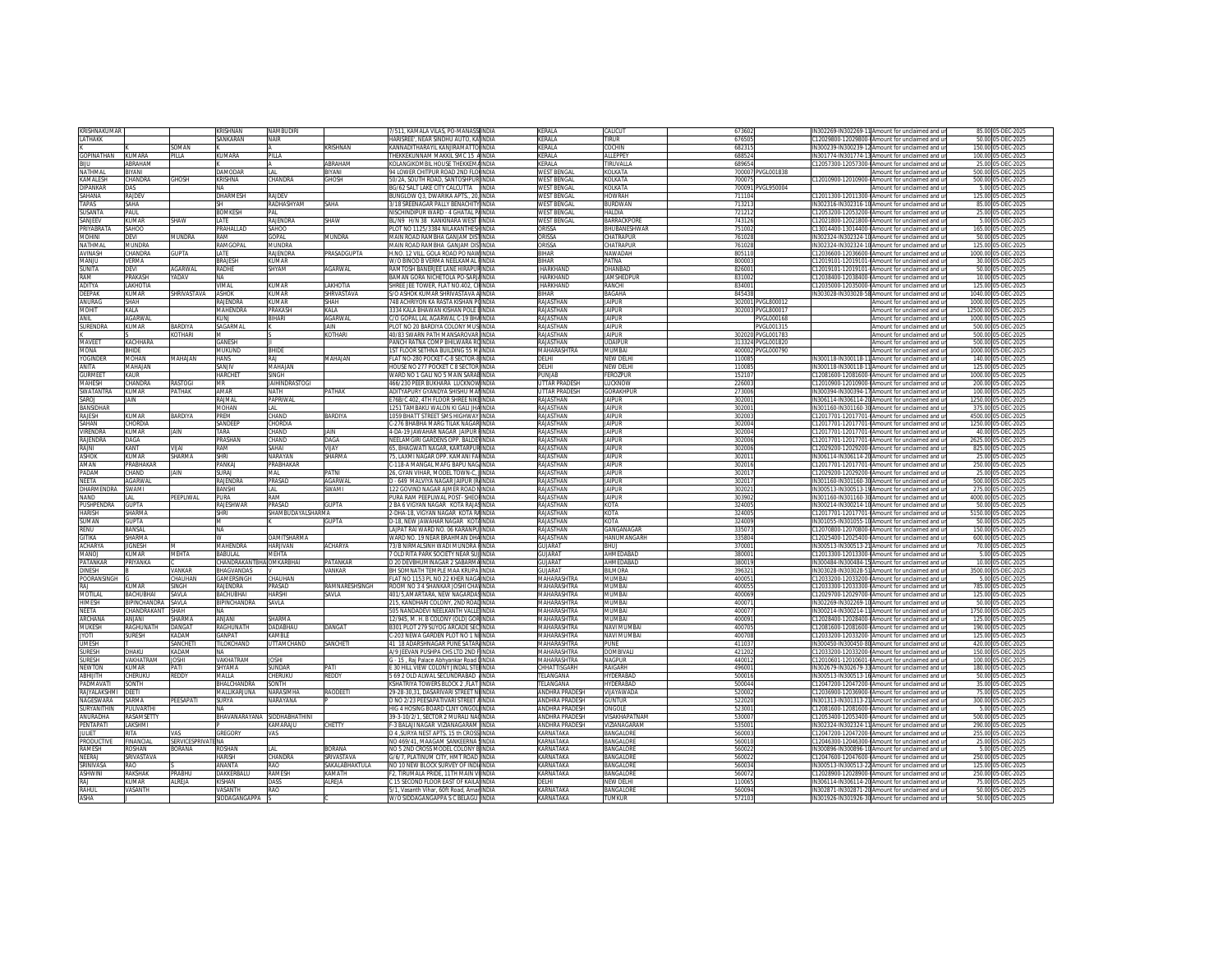| KRISHNAKUMAR | | | KRISHNAN | NAMBUDIRI | | 7/511, KAMALA VILAS, PO-MANASSINDIA | KERALA | CALICUT | 673602 | | IN302269-IN302269-11 | Amount for unclaimed and ur | 85.00 | 05-DEC-2025 |
|---|---|---|---|---|---|---|---|---|---|---|---|---|---|---|
| LATHAKK | | | SANKARAN | NAIR | | HARISREE, NEAR SINDHU AUTO, KAINDIA | KERALA | TIRUR | 676505 | | C12029800-12029800- | Amount for unclaimed and ur | 50.00 | 05-DEC-2025 |
| K | K | SOMAN | K | A | KRISHNAN | KANNADITHARAYIL KANJIRAMATTOINDIA | KERALA | COCHIN | 682315 | | IN300239-IN300239-12 | Amount for unclaimed and ur | 150.00 | 05-DEC-2025 |
| GOPINATHAN | KUMARA | PILLA | KUMARA | PILLA | | THEKKEKUNNAM MAKKIL SMC 15 AINDIA | KERALA | ALLEPPEY | 688524 | | IN301774-IN301774-13 | Amount for unclaimed and ur | 100.00 | 05-DEC-2025 |
| BIJU | ABRAHAM | | K | A | ABRAHAM | KOLANGIKOMBIL HOUSE THEKKEMAINDIA | KERALA | TIRUVALLA | 689654 | | C12057300-12057300- | Amount for unclaimed and ur | 25.00 | 05-DEC-2025 |
| NATHMAL | BIYANI | | DAMODAR | LAL | BIYANI | 94 LOWER CHITPUR ROAD 2ND FLOINDIA | WEST BENGAL | KOLKATA | 700007 | PVGL001838 | | Amount for unclaimed and ur | 500.00 | 05-DEC-2025 |
| KAMALESH | CHANDRA | GHOSH | KRISHNA | CHANDRA | GHOSH | 50/2A, SOUTH ROAD, SANTOSHPURINDIA | WEST BENGAL | KOLKATA | 700075 | | C12010900-12010900- | Amount for unclaimed and ur | 500.00 | 05-DEC-2025 |
| DIPANKAR | DAS | | NA | | | BG/62 SALT LAKE CITY CALCUTTA | INDIA | WEST BENGAL | KOLKATA | 700091 | PVGL950004 | | Amount for unclaimed and ur | 5.00 | 05-DEC-2025 |
| SAHANA | RAJDEV | | DHARMESH | RAJDEV | | BUNGLOW Q3, DWARIKA APTS., 20,INDIA | WEST BENGAL | HOWRAH | 711104 | | C12011300-12011300- | Amount for unclaimed and ur | 125.00 | 05-DEC-2025 |
| TAPAS | SAHA | | SH | RADHASHYAM | SAHA | 3/18 SREENAGAR PALLY BENACHITYINDIA | WEST BENGAL | BURDWAN | 713213 | | IN302316-IN302316-10 | Amount for unclaimed and ur | 85.00 | 05-DEC-2025 |
| SUSANTA | PAUL | | BOMKESH | PAL | | NISCHINDIPUR WARD - 4 GHATAL PAINDIA | WEST BENGAL | HALDIA | 721212 | | C12053200-12053200- | Amount for unclaimed and ur | 25.00 | 05-DEC-2025 |
| SANJEEV | KUMAR | SHAW | LATE | RAJENDRA | SHAW | BL/N9 H/N 38 KANKINARA WEST INDIA | WEST BENGAL | BARRACKPORE | 743126 | | C12021800-12021800- | Amount for unclaimed and ur | 5.00 | 05-DEC-2025 |
| PRIYABRATA | SAHOO | | PRAHALLAD | SAHOO | | PLOT NO 1125/3384 NILAKANTHESINDIA | ORISSA | BHUBANESHWAR | 751002 | | C13014400-13014400- | Amount for unclaimed and ur | 165.00 | 05-DEC-2025 |
| MOHINI | DEVI | MUNDRA | RAM | GOPAL | MUNDRA | MAIN ROAD RAMBHA GANJAM DISTINDIA | ORISSA | CHATRAPUR | 761028 | | IN302324-IN302324-10 | Amount for unclaimed and ur | 50.00 | 05-DEC-2025 |
| NATHMAL | MUNDRA | | RAMGOPAL | MUNDRA | | MAIN ROAD RAMBHA GANJAM DISINDIA | ORISSA | CHATRAPUR | 761028 | | IN302324-IN302324-10 | Amount for unclaimed and ur | 125.00 | 05-DEC-2025 |
| AVINASH | CHANDRA | GUPTA | LATE | RAJENDRA | PRASADGUPTA | H.NO. 12 VILL. GOLA ROAD PO NAWINDIA | BIHAR | NAWADAH | 805110 | | C12036600-12036600- | Amount for unclaimed and ur | 1000.00 | 05-DEC-2025 |
| MANJU | VERMA | | BRAJESH | KUMAR | | W/O BINOD B VERMA NEELKAMAL INDIA | BIHAR | PATNA | 800003 | | C12019101-12019101- | Amount for unclaimed and ur | 30.00 | 05-DEC-2025 |
| SUNITA | DEVI | AGARWAL | RADHE | SHYAM | AGARWAL | RAMTOSH BANERJEE LANE HIRAPURINDIA | JHARKHAND | DHANBAD | 826001 | | C12019101-12019101- | Amount for unclaimed and ur | 50.00 | 05-DEC-2025 |
| RAM | PRAKASH | YADAV | NA | | | BAMAN GORA NICHETOLA PO-SARJAINDIA | JHARKHAND | JAMSHEDPUR | 831002 | | C12038400-12038400- | Amount for unclaimed and ur | 10.00 | 05-DEC-2025 |
| ADITYA | LAKHOTIA | | VIMAL | KUMAR | LAKHOTIA | SHREE JEE TOWER, FLAT NO.402, CHINDIA | JHARKHAND | RANCHI | 834001 | | C12035000-12035000- | Amount for unclaimed and ur | 125.00 | 05-DEC-2025 |
| DEEPAK | KUMAR | SHRIVASTAVA | ASHOK | KUMAR | SHRIVASTAVA | S/O ASHOK KUMAR SHRIVASTAVA AINDIA | BIHAR | BAGAHA | 845438 | | IN303028-IN303028-58 | Amount for unclaimed and ur | 1040.00 | 05-DEC-2025 |
| ANURAG | SHAH | | RAJENDRA | KUMAR | SHAH | 748 ACHRIYON KA RASTA KISHAN POINDIA | RAJASTHAN | JAIPUR | 302001 | PVGL800012 | | Amount for unclaimed and ur | 1000.00 | 05-DEC-2025 |
| MOHIT | KALA | | MAHENDRA | PRAKASH | KALA | 3334 KALA BHAWAN KISHAN POLE BINDIA | RAJASTHAN | JAIPUR | 302003 | PVGL800017 | | Amount for unclaimed and ur | 12500.00 | 05-DEC-2025 |
| ANIL | AGARWAL | | KUNJ | BIHARI | AGARWAL | C/O GOPAL LAL AGARWAL C-19 BHAINDIA | RAJASTHAN | JAIPUR | | PVGL000168 | | Amount for unclaimed and ur | 1000.00 | 05-DEC-2025 |
| SURENDRA | KUMAR | BARDIYA | SAGARMAL | K | JAIN | PLOT NO 20 BARDIYA COLONY MUSINDIA | RAJASTHAN | JAIPUR | | PVGL001315 | | Amount for unclaimed and ur | 500.00 | 05-DEC-2025 |
| K | K | KOTHARI | M | S | KOTHARI | 40/83 SWARN PATH MANSAROVAR INDIA | RAJASTHAN | JAIPUR | 302020 | PVGL001783 | | Amount for unclaimed and ur | 500.00 | 05-DEC-2025 |
| MAVEET | KACHHARA | | GANESH | JI | | PANCH RATNA COMP BHILWARA ROINDIA | RAJASTHAN | UDAIPUR | 313324 | PVGL001820 | | Amount for unclaimed and ur | 500.00 | 05-DEC-2025 |
| MONA | BHIDE | | MUKUND | BHIDE | | 1ST FLOOR SETHNA BUILDING 55 MINDIA | MAHARASHTRA | MUMBAI | 400002 | PVGL000790 | | Amount for unclaimed and ur | 1000.00 | 05-DEC-2025 |
| YOGINDER | MOHAN | MAHAJAN | HANS | RAJ | MAHAJAN | FLAT NO-280 POCKET-C-8 SECTOR-8INDIA | DELHI | NEW DELHI | 110085 | | IN300118-IN300118-11 | Amount for unclaimed and ur | 140.00 | 05-DEC-2025 |
| ANITA | MAHAJAN | | SANJIV | MAHAJAN | | HOUSE NO 277 POCKET C 8 SECTORINDIA | DELHI | NEW DELHI | 110085 | | IN300118-IN300118-11 | Amount for unclaimed and ur | 125.00 | 05-DEC-2025 |
| GURMEET | KAUR | | HARCHET | SINGH | | WARD NO 1 GALI NO 5 MAIN SARABINDIA | PUNJAB | FEROZPUR | 152107 | | C12081600-12081600- | Amount for unclaimed and ur | 1000.00 | 05-DEC-2025 |
| MAHESH | CHANDRA | RASTOGI | MR | JAHINDRASTOGI | | 466/230 PEER BUKHARA LUCKNOWINDIA | UTTAR PRADESH | LUCKNOW | 226003 | | C12010900-12010900- | Amount for unclaimed and ur | 200.00 | 05-DEC-2025 |
| SWATANTRA | KUMAR | PATHAK | AMAR | NATH | PATHAK | ADITYAPURY GYANDYA SHISHU MAINDIA | UTTAR PRADESH | GORAKHPUR | 273006 | | IN300394-IN300394-17 | Amount for unclaimed and ur | 100.00 | 05-DEC-2025 |
| SAROJ | JAIN | | RAJMAL | PAPRIWAL | | E768/C 402, 4TH FLOOR SHREE NIKEINDIA | RAJASTHAN | JAIPUR | 302001 | | IN306114-IN306114-20 | Amount for unclaimed and ur | 1250.00 | 05-DEC-2025 |
| BANSIDHAR | | | MOHAN | LAL | | 1251 TAMBAKU WALON KI GALI JHAINDIA | RAJASTHAN | JAIPUR | 302001 | | IN301160-IN301160-30 | Amount for unclaimed and ur | 375.00 | 05-DEC-2025 |
| RAJESH | KUMAR | BARDIYA | PREM | CHAND | BARDIYA | 1059 BHATT STREET SMS HIGHWAY INDIA | RAJASTHAN | JAIPUR | 302003 | | C12017701-12017701- | Amount for unclaimed and ur | 4500.00 | 05-DEC-2025 |
| SAHAN | CHORDIA | | SANDEEP | CHORDIA | | C-276 BHABHA MARG TILAK NAGARINDIA | RAJASTHAN | JAIPUR | 302004 | | C12017701-12017701- | Amount for unclaimed and ur | 1250.00 | 05-DEC-2025 |
| VIRENDRA | KUMAR | JAIN | TARA | CHAND | JAIN | 4-DA-19 JAWAHAR NAGAR JAIPUR RINDIA | RAJASTHAN | JAIPUR | 302004 | | C12017701-12017701- | Amount for unclaimed and ur | 40.00 | 05-DEC-2025 |
| RAJENDRA | DAGA | | PRASHAN | CHAND | DAGA | NEELAMGIRI GARDENS OPP. BALDEVINDIA | RAJASTHAN | JAIPUR | 302006 | | C12017701-12017701- | Amount for unclaimed and ur | 2625.00 | 05-DEC-2025 |
| RAJNI | KANT | VIJAY | RAM | SAHAI | VIJAY | 65, BHAGWATI NAGAR, KARTARPURINDIA | RAJASTHAN | JAIPUR | 302006 | | C12029200-12029200- | Amount for unclaimed and ur | 825.00 | 05-DEC-2025 |
| ASHOK | KUMAR | SHARMA | SHRI | NARAYAN | SHARMA | 75, LAXMI NAGAR OPP. KAMANI FAIINDIA | RAJASTHAN | JAIPUR | 302011 | | IN306114-IN306114-20 | Amount for unclaimed and ur | 25.00 | 05-DEC-2025 |
| AMAN | PRABHAKAR | | PANKAJ | PRABHAKAR | | C-118-A MANGAL MAFG BAPU NAGAINDIA | RAJASTHAN | JAIPUR | 302016 | | C12017701-12017701- | Amount for unclaimed and ur | 250.00 | 05-DEC-2025 |
| PADAM | CHAND | JAIN | SURAJ | MAL | PATNI | 26, GYAN VIHAR, MODEL TOWN-C, JINDIA | RAJASTHAN | JAIPUR | 302017 | | C12029200-12029200- | Amount for unclaimed and ur | 25.00 | 05-DEC-2025 |
| NEETA | AGARWAL | | RAJENDRA | PRASAD | AGARWAL | D - 649 MALVIYA NAGAR JAIPUR RAINDIA | RAJASTHAN | JAIPUR | 302017 | | IN301160-IN301160-30 | Amount for unclaimed and ur | 500.00 | 05-DEC-2025 |
| DHARMENDRA | SWAMI | | BANSHI | LAL | SWAMI | 122 GOVIND NAGAR AJMER ROAD NINDIA | RAJASTHAN | JAIPUR | 302021 | | IN300513-IN300513-19 | Amount for unclaimed and ur | 275.00 | 05-DEC-2025 |
| NAND | LAL | PEEPLIWAL | PURA | RAM | | PURA RAM PEEPLIWAL POST- SHEOINDIA | RAJASTHAN | JAIPUR | 303902 | | IN301160-IN301160-30 | Amount for unclaimed and ur | 4000.00 | 05-DEC-2025 |
| PUSHPENDRA | GUPTA | | RAJESHWAR | PRASAD | GUPTA | 2 BA 6 VIGYAN NAGAR KOTA RAJASINDIA | RAJASTHAN | KOTA | 324005 | | IN300214-IN300214-10 | Amount for unclaimed and ur | 50.00 | 05-DEC-2025 |
| HARISH | SHARMA | | SHRI | SHAMBUDAYALSHARMA | | 2-DHA-18, VIGYAN NAGAR KOTA RAINDIA | RAJASTHAN | KOTA | 324005 | | C12017701-12017701- | Amount for unclaimed and ur | 5150.00 | 05-DEC-2025 |
| SUMAN | GUPTA | | M | K | GUPTA | D-18, NEW JAWAHAR NAGAR KOTAINDIA | RAJASTHAN | KOTA | 324009 | | IN301055-IN301055-10 | Amount for unclaimed and ur | 50.00 | 05-DEC-2025 |
| RENU | BANSAL | | NA | | | LAJPAT RAI WARD NO. 06 KARANPUINDIA | RAJASTHAN | GANGANAGAR | 335073 | | C12070800-12070800- | Amount for unclaimed and ur | 150.00 | 05-DEC-2025 |
| GITIKA | SHARMA | | W | OAMITSHARMA | | WARD NO. 19 NEAR BRAHMAN DHAINDIA | RAJASTHAN | HANUMANGARH | 335804 | | C12025400-12025400- | Amount for unclaimed and ur | 600.00 | 05-DEC-2025 |
| ACHARYA | JIGNESH | M | MAHENDRA | HARJIVAN | ACHARYA | 73/B NIRMALSINH WADI MUNDRA RINDIA | GUJARAT | BHUJ | 370001 | | IN300513-IN300513-21 | Amount for unclaimed and ur | 70.00 | 05-DEC-2025 |
| MANOJ | KUMAR | MEHTA | BABULAL | MEHTA | | 7 OLD RITA PARK SOCIETY NEAR SUJINDIA | GUJARAT | AHMEDABAD | 380001 | | C12013300-12013300- | Amount for unclaimed and ur | 5.00 | 05-DEC-2025 |
| PATANKAR | PRIYANKA | C | CHANDRAKANTBHAI | OMKARBHAI | PATANKAR | D 20 DEVBHUMINAGAR 2 SABARMAINDIA | GUJARAT | AHMEDABAD | 380019 | | IN300484-IN300484-15 | Amount for unclaimed and ur | 10.00 | 05-DEC-2025 |
| DINESH | B | VANKAR | BHAGVANDAS | V | VANKAR | BH SOMNATH TEMPLE MAA KRUPA INDIA | GUJARAT | BILMORA | 396321 | | IN303028-IN303028-51 | Amount for unclaimed and ur | 3500.00 | 05-DEC-2025 |
| POORANSINGH | G | CHAUHAN | GAMERSINGH | CHAUHAN | | FLAT NO 1153 PL NO 22 KHER NAGAINDIA | MAHARASHTRA | MUMBAI | 400051 | | C12033200-12033200- | Amount for unclaimed and ur | 5.00 | 05-DEC-2025 |
| RAJ | KUMAR | SINGH | RAJENDRA | PRASAD | RAMNARESHSINGH | ROOM NO 3 4 SHANKAR JOSHI CHAINDIA | MAHARASHTRA | MUMBAI | 400055 | | C12033300-12033300- | Amount for unclaimed and ur | 785.00 | 05-DEC-2025 |
| MOTILAL | BACHUBHAI | SAVLA | BACHUBHAI | HARSHI | SAVLA | 401/5,AMARTARA, NEW NAGARDASINDIA | MAHARASHTRA | MUMBAI | 400069 | | C12029700-12029700- | Amount for unclaimed and ur | 125.00 | 05-DEC-2025 |
| HIMESH | BIPINCHANDRA | SAVLA | BIPINCHANDRA | SAVLA | | 215, KANDHARI COLONY, 2ND ROADINDIA | MAHARASHTRA | MUMBAI | 400071 | | IN302269-IN302269-10 | Amount for unclaimed and ur | 50.00 | 05-DEC-2025 |
| NEETA | CHANDRAKANT | SHAH | NA | | | 505 NANDADEVI NEELKANTH VALLEINDIA | MAHARASHTRA | MUMBAI | 400077 | | IN300214-IN300214-11 | Amount for unclaimed and ur | 1750.00 | 05-DEC-2025 |
| ARCHANA | ANJANI | SHARMA | ANJANI | SHARMA | | 12/945, M. H. B COLONY (OLD) GORINDIA | MAHARASHTRA | MUMBAI | 400091 | | C12028400-12028400- | Amount for unclaimed and ur | 125.00 | 05-DEC-2025 |
| MUKESH | RAGHUNATH | DANGAT | RAGHUNATH | DADABHAU | DANGAT | B301 PLOT 279 SUYOG ARCADE SECINDIA | MAHARASHTRA | NAVI MUMBAI | 400705 | | C12081600-12081600- | Amount for unclaimed and ur | 190.00 | 05-DEC-2025 |
| JYOTI | SURESH | KADAM | GANPAT | KAMBLE | | C-203 NEWA GARDEN PLOT NO 1 NINDIA | MAHARASHTRA | NAVI MUMBAI | 400708 | | C12033200-12033200- | Amount for unclaimed and ur | 125.00 | 05-DEC-2025 |
| UMESH | T | SANCHETI | TILOKCHAND | UTTAMCHAND | SANCHETI | 41 18 ADARSHNAGAR PUNE SATARAINDIA | MAHARASHTRA | PUNE | 411037 | | IN300450-IN300450-80 | Amount for unclaimed and ur | 420.00 | 05-DEC-2025 |
| SURESH | DHAKU | KADAM | NA | | | A/9 JEEVAN PUSHPA CHS LTD 2ND FINDIA | MAHARASHTRA | DOMBIVALI | 421202 | | C12033200-12033200- | Amount for unclaimed and ur | 150.00 | 05-DEC-2025 |
| SURESH | VAKHATRAM | JOSHI | VAKHATRAM | JOSHI | | G - 15 , Raj Palace Abhyankar Road DINDIA | MAHARASHTRA | NAGPUR | 440012 | | C12010601-12010601- | Amount for unclaimed and ur | 100.00 | 05-DEC-2025 |
| NEWTON | KUMAR | PATI | SHYAMA | SUNDAR | PATI | E 30 HILL VIEW COLONY JINDAL STEINDIA | CHHATTISGARH | RAIGARH | 496001 | | IN302679-IN302679-33 | Amount for unclaimed and ur | 180.00 | 05-DEC-2025 |
| ABHIJITH | CHERUKU | REDDY | MALLA | CHERUKU | REDDY | 5 69 2 OLD ALWAL SECUNDRABAD INDIA | TELANGANA | HYDERABAD | 500010 | | IN300513-IN300513-18 | Amount for unclaimed and ur | 50.00 | 05-DEC-2025 |
| PADMAVATI | SONTH | | BHALCHANDRA | SONTH | | KSHATRIYA TOWERS BLOCK 2 ,FLAT INDIA | TELANGANA | HYDERABAD | 500044 | | C12047200-12047200- | Amount for unclaimed and ur | 35.00 | 05-DEC-2025 |
| RAJYALAKSHMI | DEETI | | MALLIKARJUNA | NARASIMHA | RAODEETI | 29-28-30,31, DASARIVARI STREET NINDIA | ANDHRA PRADESH | VIJAYAWADA | 520002 | | C12036900-12036900- | Amount for unclaimed and ur | 75.00 | 05-DEC-2025 |
| NAGESWARA | SARMA | PEESAPATI | SURYA | NARAYANA | | D NO 2/23 PEESAPATIVARI STREET AINDIA | ANDHRA PRADESH | GUNTUR | 522020 | | IN301313-IN301313-21 | Amount for unclaimed and ur | 300.00 | 05-DEC-2025 |
| SURYANITHIN | PULIVARTHI | | NA | | | HIG 4 HOSING BOARD CLNY ONGOLINDIA | ANDHRA PRADESH | ONGOLE | 523001 | | C12081600-12081600- | Amount for unclaimed and ur | 5.00 | 05-DEC-2025 |
| ANURADHA | RASAMSETTY | | BHAVANARAYANA | SIDDHABHATHINI | | 39-3-10/2/1, SECTOR 2 MURALI NAGINDIA | ANDHRA PRADESH | VISAKHAPATNAM | 530007 | | C12053400-12053400- | Amount for unclaimed and ur | 500.00 | 05-DEC-2025 |
| PENTAPATI | LAKSHMI | | P | KAMARAJU | CHETTY | F-3 BALAJI NAGAR VIZIANAGARAM INDIA | ANDHRA PRADESH | VIZIANAGARAM | 535001 | | IN302324-IN302324-11 | Amount for unclaimed and ur | 290.00 | 05-DEC-2025 |
| JULIET | RITA | VAS | GREGORY | VAS | | D 4 ,SURYA NEST APTS. 15 th CROSSINDIA | KARNATAKA | BANGALORE | 560003 | | C12047200-12047200- | Amount for unclaimed and ur | 255.00 | 05-DEC-2025 |
| PRODUCTIVE | FINANCIAL | SERVICESPRIVATE | NA | | | NO 469/41, MAAGAM SANKEERNA SINDIA | KARNATAKA | BANGALORE | 560010 | | C12046300-12046300- | Amount for unclaimed and ur | 25.00 | 05-DEC-2025 |
| RAMESH | ROSHAN | BORANA | ROSHAN | LAL | BORANA | NO 5 2ND CROSS MODEL COLONY BINDIA | KARNATAKA | BANGALORE | 560022 | | IN300896-IN300896-10 | Amount for unclaimed and ur | 5.00 | 05-DEC-2025 |
| NEERAJ | SRIVASTAVA | | HARISH | CHANDRA | SRIVASTAVA | G/6/7, PLATINUM CITY, HMT ROAD INDIA | KARNATAKA | BANGALORE | 560022 | | C12047600-12047600- | Amount for unclaimed and ur | 250.00 | 05-DEC-2025 |
| SRINIVASA | RAO | | ANANTA | RAO | SAKALABHAKTULA | NO 10 NEW BLOCK SURVEY OF INDIINDIA | KARNATAKA | BANGALORE | 560034 | | IN300513-IN300513-22 | Amount for unclaimed and ur | 125.00 | 05-DEC-2025 |
| ASHWINI | RAKSHAK | PRABHU | DAKKERBALU | RAMESH | KAMATH | F2, TIRUMALA PRIDE, 11TH MAIN VINDIA | KARNATAKA | BANGALORE | 560072 | | C12028900-12028900- | Amount for unclaimed and ur | 250.00 | 05-DEC-2025 |
| RAJ | KUMAR | ALREJA | KISHAN | DASS | ALREJA | C 15 SECOND FLOOR EAST OF KAILAINDIA | DELHI | NEW DELHI | 110065 | | IN306114-IN306114-20 | Amount for unclaimed and ur | 75.00 | 05-DEC-2025 |
| RAHUL | VASANTH | | VASANTH | RAO | | 5/1, Vasanth Vihar, 60ft Road, AmarINDIA | KARNATAKA | BANGALORE | 560094 | | IN302871-IN302871-20 | Amount for unclaimed and ur | 50.00 | 05-DEC-2025 |
| ASHA | J | | SIDDAGANGAPPA | S | C | W/O SIDDAGANGAPPA S C BELAGU INDIA | KARNATAKA | TUMKUR | 572103 | | IN301926-IN301926-30 | Amount for unclaimed and ur | 50.00 | 05-DEC-2025 |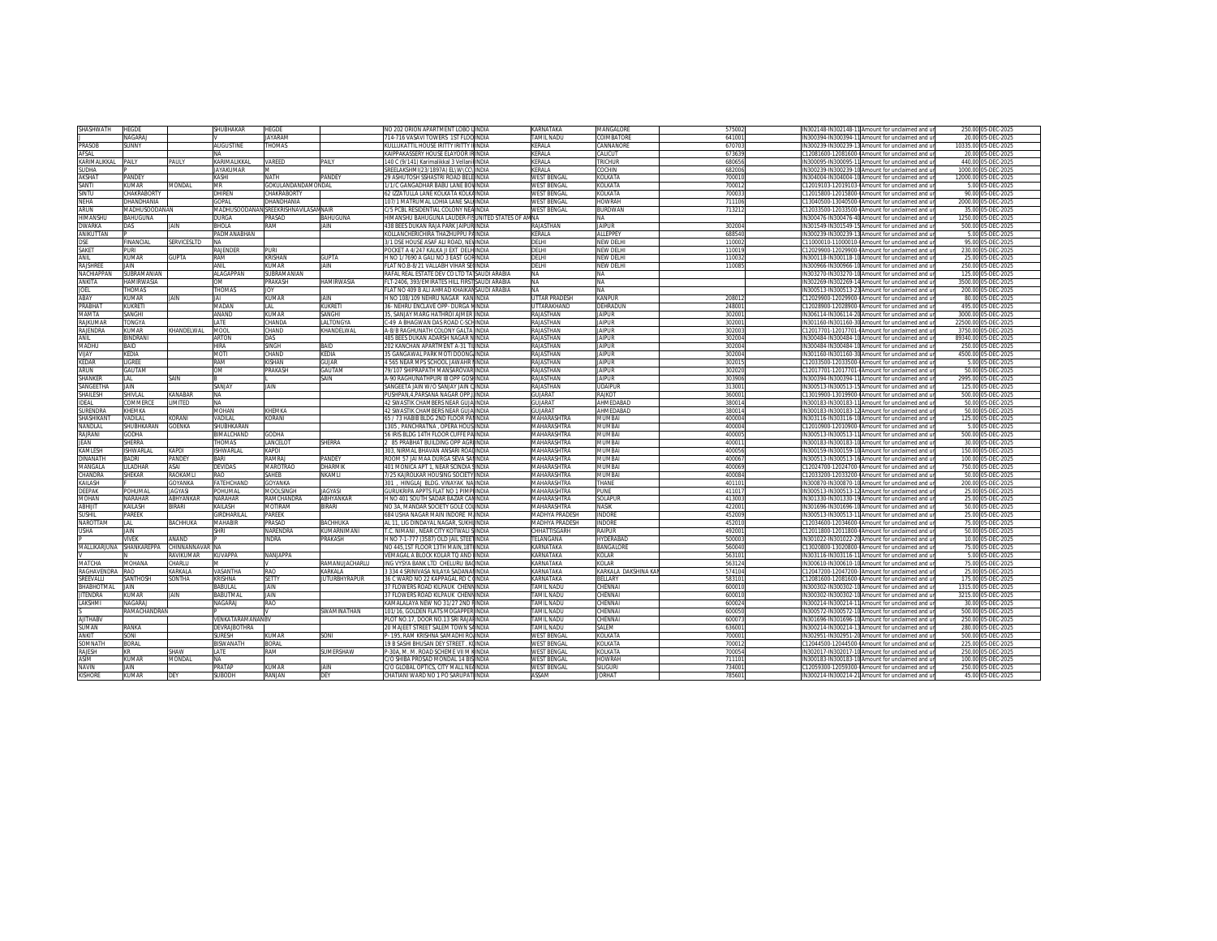| | | | | | | | | | | | | | | | | |
|---|---|---|---|---|---|---|---|---|---|---|---|---|---|---|---|---|
| SHASHWATH | HEGDE | | SHUBHAKAR | HEGDE | | NO 202 ORION APARTMENT LOBO L | INDIA | KARNATAKA | MANGALORE | | 575002 | | IN302148-IN302148-11 | Amount for unclaimed and ur | 250.00 | 05-DEC-2025 |
| | NAGARAJ | | V | JAYARAM | | 714-716 VASAVI TOWERS 1ST FLOO | INDIA | TAMIL NADU | COIMBATORE | | 641001 | | IN300394-IN300394-11 | Amount for unclaimed and ur | 20.00 | 05-DEC-2025 |
| PRASOB | SUNNY | | AUGUSTINE | THOMAS | | KULLUKATTIL HOUSE IRITTY IRITTY P | INDIA | KERALA | CANNANORE | | 670703 | | IN302239-IN300239-13 | Amount for unclaimed and ur | 10335.00 | 05-DEC-2025 |
| AFSAL | | | NA | | | KAIPPAKASSERY HOUSE ELAYOOR IR | INDIA | KERALA | CALICUT | | 673639 | | C12081600-12081600- | Amount for unclaimed and ur | 20.00 | 05-DEC-2025 |
| KARIMALIKKAL | PAILY | PAULY | KARIMALIKKAL | VAREED | PAILY | 140 C (9/141) Karimalikkal 3 Vellani | INDIA | KERALA | TRICHUR | | 680656 | | IN300095-IN300095-11 | Amount for unclaimed and ur | 440.00 | 05-DEC-2025 |
| SUDHA | P | | JAYAKUMAR | M | | SREELAKSHMI(23/1897A) ELW/CCL | INDIA | KERALA | COCHIN | | 682006 | | IN300239-IN300239-10 | Amount for unclaimed and ur | 1000.00 | 05-DEC-2025 |
| AKSHAT | PANDEY | | KASHI | NATH | PANDEY | 29 ASHUTOSH SSHASTRI ROAD BELE | INDIA | WEST BENGAL | KOLKATA | | 700010 | | IN304004-IN304004-10 | Amount for unclaimed and ur | 12000.00 | 05-DEC-2025 |
| SANTI | KUMAR | MONDAL | MR | GOKULANDANDAMONDAL | | 1/1/C GANGADHAR BABU LANE BOW | INDIA | WEST BENGAL | KOLKATA | | 700012 | | C12019103-12019103- | Amount for unclaimed and ur | 5.00 | 05-DEC-2025 |
| SINTU | CHAKRABORTY | | DHIREN | CHAKRABORTY | | 62 IZZATULLA LANE KOLKATA KOLKA | INDIA | WEST BENGAL | KOLKATA | | 700033 | | C12015800-12015800- | Amount for unclaimed and ur | 90.00 | 05-DEC-2025 |
| NEHA | DHANDHANIA | | GOPAL | DHANDHANIA | | 107/1 MATRUMAL LOHIA LANE SAL | INDIA | WEST BENGAL | HOWRAH | | 711106 | | C13040500-13040500- | Amount for unclaimed and ur | 2000.00 | 05-DEC-2025 |
| ARUN | MADHUSOODANAN | | MADHUSOODANAN | SREEKRISHNAVILASAM | NAIR | C/5 PCBL RESIDENTIAL COLONY NEA | INDIA | WEST BENGAL | BURDWAN | | 713212 | | C12033500-12033500- | Amount for unclaimed and ur | 35.00 | 05-DEC-2025 |
| HIMANSHU | BAHUGUNA | | DURGA | PRASAD | BAHUGUNA | HIMANSHU BAHUGUNA LAUDER-FIS | UNITED STATES OF AMERICA | NA | NA | | | | IN300476-IN300476-40 | Amount for unclaimed and ur | 1250.00 | 05-DEC-2025 |
| DWARKA | DAS | JAIN | BHOLA | RAM | JAIN | 438 BEES DUKAN RAJA PARK JAIPUR | INDIA | RAJASTHAN | JAIPUR | | 302004 | | IN301549-IN301549-15 | Amount for unclaimed and ur | 500.00 | 05-DEC-2025 |
| ANIKUTTAN | P | | PADMANABHAN | | | KOLLANCHERICHIRA THAZHUPPU PA | INDIA | KERALA | ALLEPPEY | | 688540 | | IN300239-IN300239-13 | Amount for unclaimed and ur | 5.00 | 05-DEC-2025 |
| DSE | FINANCIAL | SERVICESLTD | NA | | | 3/1 DSE HOUSE ASAF ALI ROAD, NEW | INDIA | DELHI | NEW DELHI | | 110002 | | C11000010-11000010- | Amount for unclaimed and ur | 95.00 | 05-DEC-2025 |
| SAKET | PURI | | RAJENDER | PURI | | POCKET A 4/247 KALKA JI EXT DELHI | INDIA | DELHI | NEW DELHI | | 110019 | | C12029900-12029900- | Amount for unclaimed and ur | 230.00 | 05-DEC-2025 |
| ANIL | KUMAR | GUPTA | RAM | KRISHAN | GUPTA | H NO 1/7690 A GALI NO 3 EAST GOR | INDIA | DELHI | NEW DELHI | | 110032 | | IN300118-IN300118-10 | Amount for unclaimed and ur | 25.00 | 05-DEC-2025 |
| RAJSHREE | JAIN | | ANIL | KUMAR | JAIN | FLAT NO.B-8/21 VALLABH VIHAR SE | INDIA | DELHI | NEW DELHI | | 110085 | | IN300966-IN300966-10 | Amount for unclaimed and ur | 250.00 | 05-DEC-2025 |
| NACHIAPPAN | SUBRAMANIAN | | ALAGAPPAN | SUBRAMANIAN | | RAFAL REAL ESTATE DEV CO LTD TA | SAUDI ARABIA | NA | NA | | | | IN303270-IN303270-10 | Amount for unclaimed and ur | 125.00 | 05-DEC-2025 |
| ANKITA | HAMIRWASIA | | OM | PRAKASH | HAMIRWASIA | FLT-2406, 393/EMIRATES HILL FIRST | SAUDI ARABIA | NA | NA | | | | IN302269-IN302269-14 | Amount for unclaimed and ur | 3500.00 | 05-DEC-2025 |
| JOEL | THOMAS | | THOMAS | JOY | | FLAT NO 409 B ALI AHMAD KHAIKAN | SAUDI ARABIA | NA | NA | | | | IN300513-IN300513-23 | Amount for unclaimed and ur | 200.00 | 05-DEC-2025 |
| ABAY | KUMAR | JAIN | JAI | KUMAR | JAIN | H NO 108/109 NEHRU NAGAR KAN | INDIA | UTTAR PRADESH | KANPUR | | 208012 | | C12029900-12029900- | Amount for unclaimed and ur | 80.00 | 05-DEC-2025 |
| PRABHAT | KUKRETI | | MADAN | LAL | KUKRETI | 36- NEHRU ENCLAVE OPP- DURGA M | INDIA | UTTARAKHAND | DEHRADUN | | 248001 | | C12028900-12028900- | Amount for unclaimed and ur | 495.00 | 05-DEC-2025 |
| MAMTA | SANGHI | | ANAND | KUMAR | SANGHI | 35, SANJAY MARG HATHROI AJMER | INDIA | RAJASTHAN | JAIPUR | | 302001 | | IN306114-IN306114-20 | Amount for unclaimed and ur | 3000.00 | 05-DEC-2025 |
| RAJKUMAR | TONGYA | | LATE | CHANDA | LALTONGYA | C-49 A BHAGWAN DAS ROAD C-SCH | INDIA | RAJASTHAN | JAIPUR | | 302001 | | IN301160-IN301160-30 | Amount for unclaimed and ur | 22500.00 | 05-DEC-2025 |
| RAJENDRA | KUMAR | KHANDELWAL | MOOL | CHAND | KHANDELWAL | A-8/8 RAGHUNATH COLONY GALTA | INDIA | RAJASTHAN | JAIPUR | | 302003 | | C12017701-12017701- | Amount for unclaimed and ur | 3750.00 | 05-DEC-2025 |
| ANIL | BINDRANI | | ARTON | DAS | | 485 BEES DUKAN ADARSH NAGAR N | INDIA | RAJASTHAN | JAIPUR | | 302004 | | IN300484-IN300484-10 | Amount for unclaimed and ur | 89340.00 | 05-DEC-2025 |
| MADHU | BAID | | HIRA | SINGH | BAID | 202 KANCHAN APARTMENT A-31 TIL | INDIA | RAJASTHAN | JAIPUR | | 302004 | | IN300484-IN300484-10 | Amount for unclaimed and ur | 250.00 | 05-DEC-2025 |
| VIJAY | KEDIA | | MOTI | CHAND | KEDIA | 35 GANGAWAL PARK MOTI DOONG | INDIA | RAJASTHAN | JAIPUR | | 302004 | | IN301160-IN301160-30 | Amount for unclaimed and ur | 4500.00 | 05-DEC-2025 |
| KEDAR | UGREE | | RAM | KISHAN | GUJAR | 4 565 NEAR MPS SCHOOL JAWAHR N | INDIA | RAJASTHAN | JAIPUR | | 302015 | | C12033500-12033500- | Amount for unclaimed and ur | 5.00 | 05-DEC-2025 |
| ARUN | GAUTAM | | OM | PRAKASH | GAUTAM | 79/107 SHIPRAPATH MANSAROVAR | INDIA | RAJASTHAN | JAIPUR | | 302020 | | C12017701-12017701- | Amount for unclaimed and ur | 50.00 | 05-DEC-2025 |
| SHANKER | LAL | SAIN | B | | SAIN | A-90 RAGHUNATHPURI IB OPP GOS | INDIA | RAJASTHAN | JAIPUR | | 303906 | | IN300394-IN300394-11 | Amount for unclaimed and ur | 2995.00 | 05-DEC-2025 |
| SANGEETHA | JAIN | | SANJAY | JAIN | | SANGEETA JAIN W/O SANJAY JAIN C | INDIA | RAJASTHAN | UDAIPUR | | 313001 | | IN300513-IN300513-15 | Amount for unclaimed and ur | 125.00 | 05-DEC-2025 |
| SHAILESH | SHIVLAL | KANABAR | NA | | | PUSHPAN,4,PARSANA NAGAR OPP. | INDIA | GUJARAT | RAJKOT | | 360001 | | C13019900-13019900- | Amount for unclaimed and ur | 500.00 | 05-DEC-2025 |
| IDEAL | COMMERCE | LIMITED | NA | | | 42 SWASTIK CHAMBERS NEAR GUJ | INDIA | GUJARAT | AHMEDABAD | | 380014 | | IN300183-IN300183-11 | Amount for unclaimed and ur | 50.00 | 05-DEC-2025 |
| SURENDRA | KHEMKA | | MOHAN | KHEMKA | | 42 SWASTIK CHAMBERS NEAR GUJ | INDIA | GUJARAT | AHMEDABAD | | 380014 | | IN300183-IN300183-12 | Amount for unclaimed and ur | 50.00 | 05-DEC-2025 |
| SHASHIKANT | VADILAL | KORANI | VADILAL | KORANI | | 65 / 73 HABIB BLDG 2ND FLOOR PA | INDIA | MAHARASHTRA | MUMBAI | | 400004 | | IN303116-IN303116-10 | Amount for unclaimed and ur | 125.00 | 05-DEC-2025 |
| NANDLAL | SHUBHKARAN | GOENKA | SHUBHKARAN | | | 1305 , PANCHRATNA , OPERA HOUS | INDIA | MAHARASHTRA | MUMBAI | | 400004 | | C12010900-12010900- | Amount for unclaimed and ur | 5.00 | 05-DEC-2025 |
| RAJRANI | GODHA | | BIMALCHAND | GODHA | | 56 IRIS BLDG 14TH FLOOR CUFFE PA | INDIA | MAHARASHTRA | MUMBAI | | 400005 | | IN300513-IN300513-11 | Amount for unclaimed and ur | 500.00 | 05-DEC-2025 |
| JEAN | SHERRA | | THOMAS | LANCELOT | SHERRA | 2 B5 PRABHAT BUILDING OPP AGR | INDIA | MAHARASHTRA | MUMBAI | | 400011 | | IN300183-IN300183-10 | Amount for unclaimed and ur | 30.00 | 05-DEC-2025 |
| KAMLESH | ISHWARLAL | KAPDI | ISHWARLAL | KAPDI | | 303, NIRMAL BHAVAN ANSARI ROA | INDIA | MAHARASHTRA | MUMBAI | | 400056 | | IN300159-IN300159-10 | Amount for unclaimed and ur | 150.00 | 05-DEC-2025 |
| DINANATH | BADRI | PANDEY | BARI | RAMRAJ | PANDEY | ROOM 57 JAI MAA DURGA SEVA SA | INDIA | MAHARASHTRA | MUMBAI | | 400067 | | IN300513-IN300513-16 | Amount for unclaimed and ur | 100.00 | 05-DEC-2025 |
| MANGALA | LILADHAR | ASAI | DEVIDAS | MAROTRAO | DHARMIK | 401 MONICA APT 1, NEAR SCINDIA S | INDIA | MAHARASHTRA | MUMBAI | | 400069 | | C12024700-12024700- | Amount for unclaimed and ur | 750.00 | 05-DEC-2025 |
| CHANDRA | SHEKAR | RAOKAMLI | RAO | SAHEB | NKAMLI | 7/25 KAJROLKAR HOUSING SOCIETY | INDIA | MAHARASHTRA | MUMBAI | | 400084 | | C12033200-12033200- | Amount for unclaimed and ur | 50.00 | 05-DEC-2025 |
| KAILASH | F | GOYANKA | FATEHCHAND | GOYANKA | | 301 , HINGLAJ BLDG. VINAYAK NA | INDIA | MAHARASHTRA | THANE | | 401101 | | IN300870-IN300870-10 | Amount for unclaimed and ur | 200.00 | 05-DEC-2025 |
| DEEPAK | POHUMAL | JAGYASI | POHUMAL | MOOLSINGH | JAGYASI | GURUKRIPA APPTS FLAT NO 1 PIMP | INDIA | MAHARASHTRA | PUNE | | 411017 | | IN300513-IN300513-12 | Amount for unclaimed and ur | 25.00 | 05-DEC-2025 |
| MOHAN | NARAHAR | ABHYANKAR | NARAHAR | RAMCHANDRA | ABHYANKAR | H NO 401 SOUTH SADAR BAZAR CAN | INDIA | MAHARASHTRA | SOLAPUR | | 413003 | | IN301330-IN301330-19 | Amount for unclaimed and ur | 25.00 | 05-DEC-2025 |
| ABHIJIT | KAILASH | BIRARI | KAILASH | MOTIRAM | BIRARI | NO 3A, MANDAR SOCIETY GOLE CO | INDIA | MAHARASHTRA | NASIK | | 422001 | | IN301696-IN301696-10 | Amount for unclaimed and ur | 50.00 | 05-DEC-2025 |
| SUSHIL | PAREEK | | GIRDHARILAL | PAREEK | | 684 USHA NAGAR MAIN INDORE M | INDIA | MADHYA PRADESH | INDORE | | 452009 | | IN300513-IN300513-11 | Amount for unclaimed and ur | 25.00 | 05-DEC-2025 |
| NAROTTAM | LAL | BACHHUKA | MAHABIR | PRASAD | BACHHUKA | AL 11, LIG DINDAYAL NAGAR, SUKH | INDIA | MADHYA PRADESH | INDORE | | 452010 | | C12034600-12034600- | Amount for unclaimed and ur | 75.00 | 05-DEC-2025 |
| USHA | JAIN | | SHRI | NARENDRA | KUMARNIMANI | Y.C. NIMANI , NEAR CITY KOTWALI S | INDIA | CHHATTISGARH | RAIPUR | | 492001 | | C12011800-12011800- | Amount for unclaimed and ur | 50.00 | 05-DEC-2025 |
| P | VIVEK | ANAND | P | INDRA | PRAKASH | H NO 7-1-777 (3587) OLD JAIL STREE | INDIA | TELANGANA | HYDERABAD | | 500003 | | IN301022-IN301022-20 | Amount for unclaimed and ur | 10.00 | 05-DEC-2025 |
| MALLIKARJUNA | SHANKAREPPA | CHINNANNAVAR | NA | | | NO 445,1ST FLOOR 13TH MAIN,18T | INDIA | KARNATAKA | BANGALORE | | 560040 | | C13020800-13020800- | Amount for unclaimed and ur | 75.00 | 05-DEC-2025 |
| V | N | RAVIKUMAR | KUVAPPA | NANJAPPA | | VEMAGAL A BLOCK KOLAR TQ AND | INDIA | KARNATAKA | KOLAR | | 563101 | | IN303116-IN303116-11 | Amount for unclaimed and ur | 5.00 | 05-DEC-2025 |
| MATCHA | MOHANA | CHARLU | M | V | RAMANUJACHARLU | ING VYSYA BANK LTD CHELURU BA | INDIA | KARNATAKA | KOLAR | | 563124 | | IN300610-IN300610-10 | Amount for unclaimed and ur | 75.00 | 05-DEC-2025 |
| RAGHAVENDRA | RAO | KARKALA | VASANTHA | RAO | KARKALA | 3 334 4 SRINIVASA NILAYA SADANA | INDIA | KARNATAKA | KARKALA DAKSHINA KAN | | 574104 | | C12047200-12047200- | Amount for unclaimed and ur | 25.00 | 05-DEC-2025 |
| SREEVALLI | SANTHOSH | SONTHA | KRISHNA | SETTY | JUTURBHYRAPUR | 36 C WARD NO 22 KAPPAGAL RD C | INDIA | KARNATAKA | BELLARY | | 583101 | | C12081600-12081600- | Amount for unclaimed and ur | 175.00 | 05-DEC-2025 |
| BHABHOTMAL | JAIN | | BABULAL | JAIN | | 37 FLOWERS ROAD KILPAUK CHENN | INDIA | TAMIL NADU | CHENNAI | | 600010 | | IN300302-IN300302-10 | Amount for unclaimed and ur | 1315.00 | 05-DEC-2025 |
| JITENDRA | KUMAR | JAIN | BABUTMAL | JAIN | | 37 FLOWERS ROAD KILPAUK CHENN | INDIA | TAMIL NADU | CHENNAI | | 600010 | | IN300302-IN300302-10 | Amount for unclaimed and ur | 3215.00 | 05-DEC-2025 |
| LAKSHMI | NAGARAJ | | NAGARAJ | RAO | | KAMALALAYA NEW NO 31/27 2ND M | INDIA | TAMIL NADU | CHENNAI | | 600024 | | IN300214-IN300214-11 | Amount for unclaimed and ur | 30.00 | 05-DEC-2025 |
| S | RAMACHANDRAN | | P | V | SWAMINATHAN | 101/16, GOLDEN FLATS MOGAPPER | INDIA | TAMIL NADU | CHENNAI | | 600050 | | IN300572-IN300572-10 | Amount for unclaimed and ur | 500.00 | 05-DEC-2025 |
| AJITHABV | | | VENKATARAMANANBV | | | PLOT NO.17, DOOR NO.13 SRI RAJA | INDIA | TAMIL NADU | CHENNAI | | 600073 | | IN301696-IN301696-10 | Amount for unclaimed and ur | 250.00 | 05-DEC-2025 |
| SUMAN | RANKA | | DEVRAJBOTHRA | | | 20 MAJEET STREET SALEM TOWN SA | INDIA | TAMIL NADU | SALEM | | 636001 | | IN300214-IN300214-13 | Amount for unclaimed and ur | 280.00 | 05-DEC-2025 |
| ANKIT | SONI | | SURESH | KUMAR | SONI | P- 195, RAM KRISHNA SAMADHI RO | INDIA | WEST BENGAL | KOLKATA | | 700001 | | IN302951-IN302951-20 | Amount for unclaimed and ur | 500.00 | 05-DEC-2025 |
| SOMNATH | BORAL | | BISWANATH | BORAL | | 19 B SASHI BHUSAN DEY STREET , K | INDIA | WEST BENGAL | KOLKATA | | 700012 | | C12044500-12044500- | Amount for unclaimed and ur | 225.00 | 05-DEC-2025 |
| RAJESH | KR | SHAW | LATE | RAM | SUMERSHAW | P-30A, M. M. ROAD SCHEME VII M K | INDIA | WEST BENGAL | KOLKATA | | 700054 | | IN302017-IN302017-10 | Amount for unclaimed and ur | 250.00 | 05-DEC-2025 |
| ASIM | KUMAR | MONDAL | NA | | | C/O SHIBA PROSAD MONDAL 14 BIS | INDIA | WEST BENGAL | HOWRAH | | 711101 | | IN300183-IN300183-10 | Amount for unclaimed and ur | 100.00 | 05-DEC-2025 |
| NAVIN | JAIN | | PRATAP | KUMAR | JAIN | C/O GLOBAL OPTICS, CITY MALL NE | INDIA | WEST BENGAL | SILIGURI | | 734001 | | C12059300-12059300- | Amount for unclaimed and ur | 250.00 | 05-DEC-2025 |
| KISHORE | KUMAR | DEY | SUBODH | RANJAN | DEY | CHATIANI WARD NO 1 PO SARUPAT | INDIA | ASSAM | JORHAT | | 785601 | | IN300214-IN300214-21 | Amount for unclaimed and ur | 45.00 | 05-DEC-2025 |